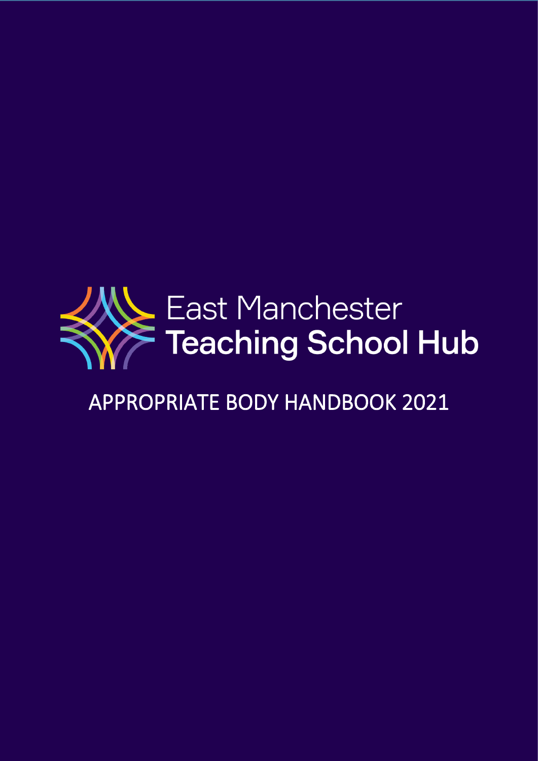East Manchester
**Teaching School Hub**

# APPROPRIATE BODY HANDBOOK 2021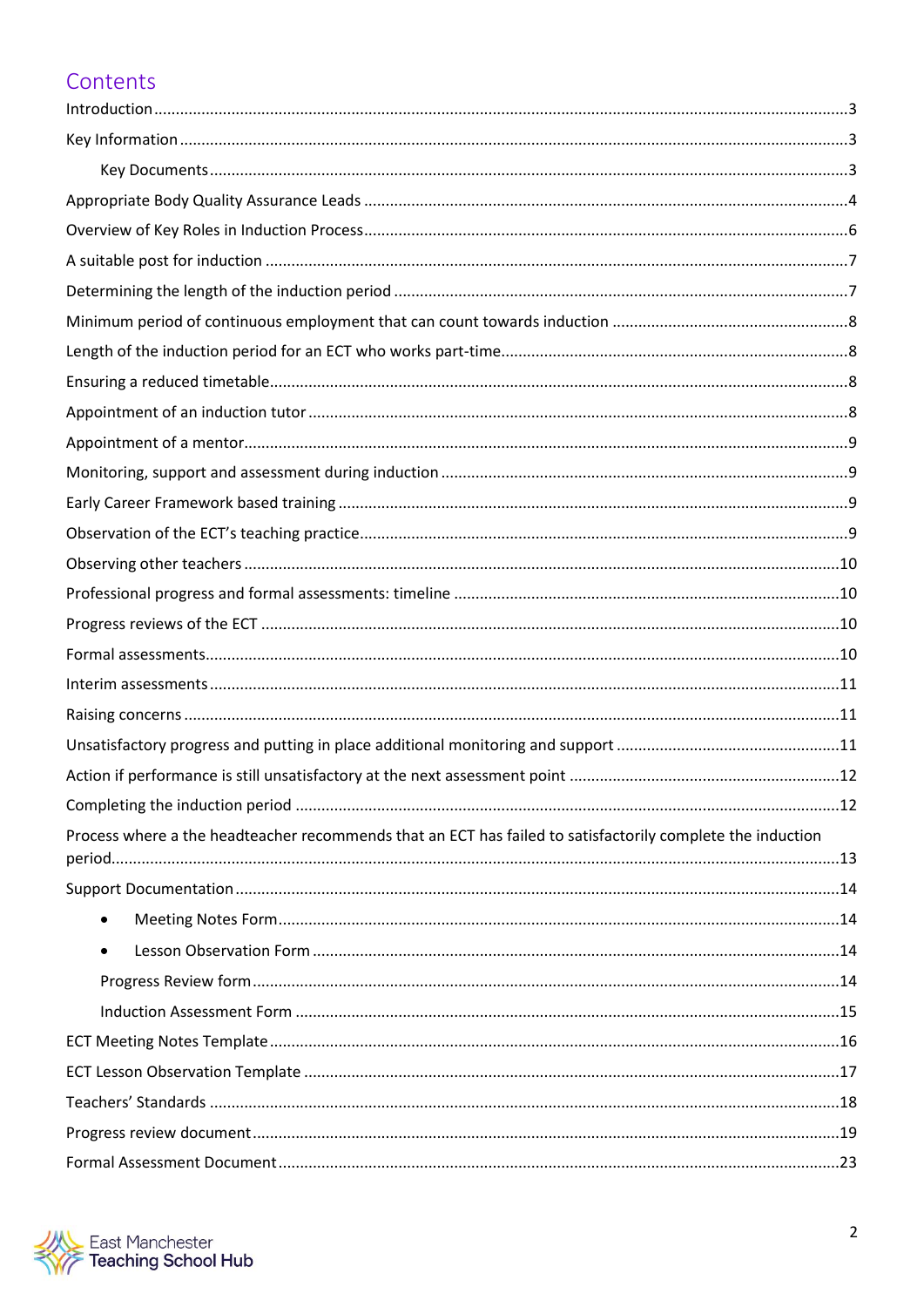# Contents

Introduction ... 3

Key Information ... 3

- Key Documents ... 3

Appropriate Body Quality Assurance Leads ... 4

Overview of Key Roles in Induction Process ... 6

A suitable post for induction ... 7

Determining the length of the induction period ... 7

Minimum period of continuous employment that can count towards induction ... 8

Length of the induction period for an ECT who works part-time ... 8

Ensuring a reduced timetable ... 8

Appointment of an induction tutor ... 8

Appointment of a mentor ... 9

Monitoring, support and assessment during induction ... 9

Early Career Framework based training ... 9

Observation of the ECT's teaching practice ... 9

Observing other teachers ... 10

Professional progress and formal assessments: timeline ... 10

Progress reviews of the ECT ... 10

Formal assessments ... 10

Interim assessments ... 11

Raising concerns ... 11

Unsatisfactory progress and putting in place additional monitoring and support ... 11

Action if performance is still unsatisfactory at the next assessment point ... 12

Completing the induction period ... 12

Process where a the headteacher recommends that an ECT has failed to satisfactorily complete the induction period ... 13

Support Documentation ... 14

- Meeting Notes Form ... 14
- Lesson Observation Form ... 14
- Progress Review form ... 14
- Induction Assessment Form ... 15

ECT Meeting Notes Template ... 16

ECT Lesson Observation Template ... 17

Teachers' Standards ... 18

Progress review document ... 19

Formal Assessment Document ... 23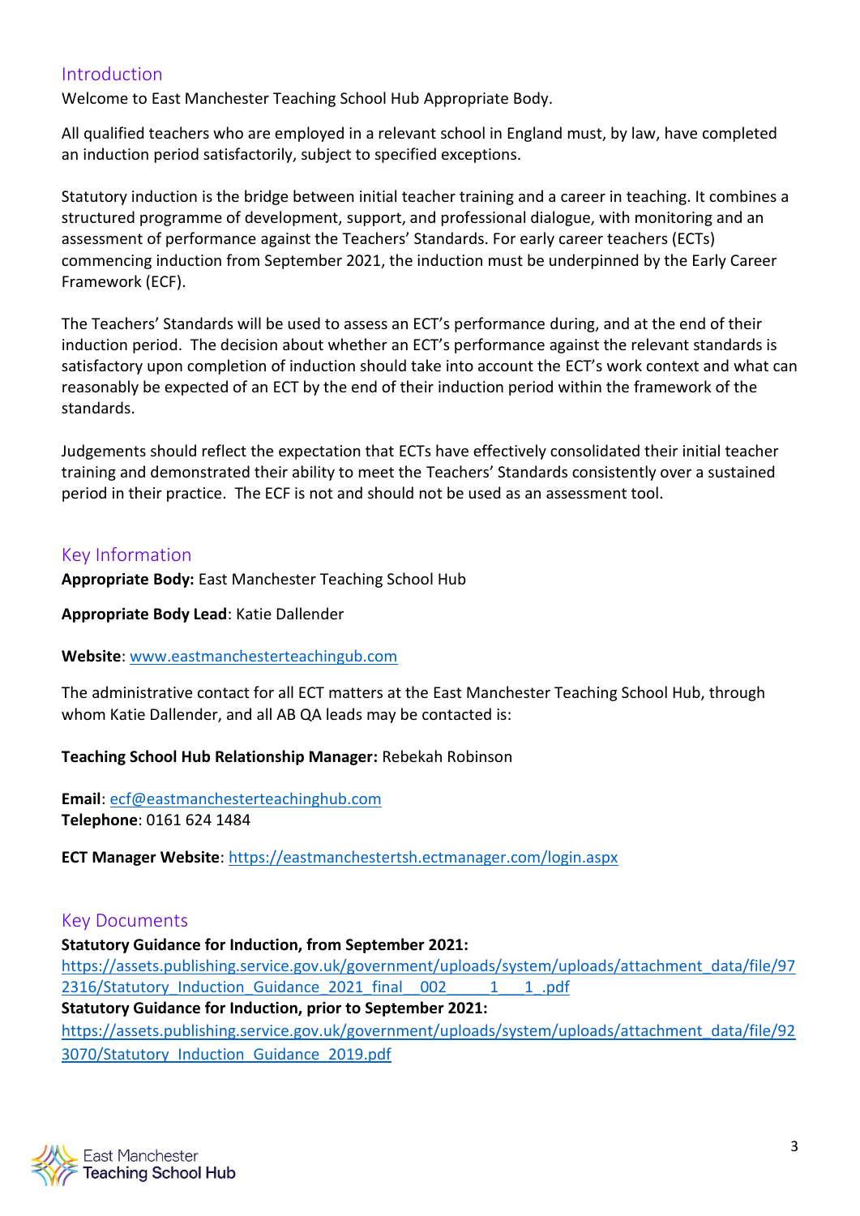## Introduction

Welcome to East Manchester Teaching School Hub Appropriate Body.

All qualified teachers who are employed in a relevant school in England must, by law, have completed an induction period satisfactorily, subject to specified exceptions.

Statutory induction is the bridge between initial teacher training and a career in teaching. It combines a structured programme of development, support, and professional dialogue, with monitoring and an assessment of performance against the Teachers' Standards. For early career teachers (ECTs) commencing induction from September 2021, the induction must be underpinned by the Early Career Framework (ECF).

The Teachers' Standards will be used to assess an ECT's performance during, and at the end of their induction period. The decision about whether an ECT's performance against the relevant standards is satisfactory upon completion of induction should take into account the ECT's work context and what can reasonably be expected of an ECT by the end of their induction period within the framework of the standards.

Judgements should reflect the expectation that ECTs have effectively consolidated their initial teacher training and demonstrated their ability to meet the Teachers' Standards consistently over a sustained period in their practice. The ECF is not and should not be used as an assessment tool.

## Key Information

**Appropriate Body:** East Manchester Teaching School Hub

**Appropriate Body Lead**: Katie Dallender

**Website**: www.eastmanchesterteachingub.com

The administrative contact for all ECT matters at the East Manchester Teaching School Hub, through whom Katie Dallender, and all AB QA leads may be contacted is:

**Teaching School Hub Relationship Manager:** Rebekah Robinson

**Email**: ecf@eastmanchesterteachinghub.com
**Telephone**: 0161 624 1484

**ECT Manager Website**: https://eastmanchestertsh.ectmanager.com/login.aspx

## Key Documents

**Statutory Guidance for Induction, from September 2021:**
https://assets.publishing.service.gov.uk/government/uploads/system/uploads/attachment_data/file/972316/Statutory_Induction_Guidance_2021_final__002_____1___1_.pdf
**Statutory Guidance for Induction, prior to September 2021:**
https://assets.publishing.service.gov.uk/government/uploads/system/uploads/attachment_data/file/923070/Statutory_Induction_Guidance_2019.pdf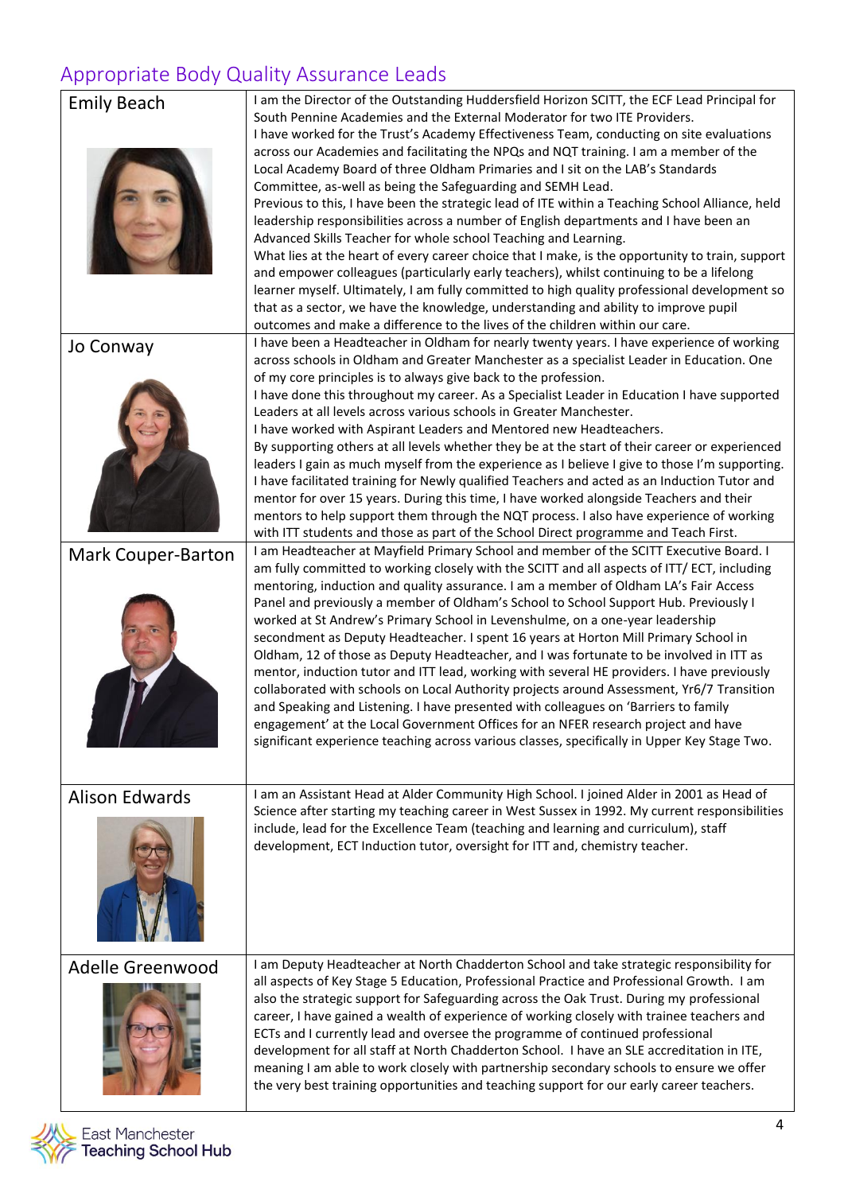## Appropriate Body Quality Assurance Leads

| | |
|---|---|
| Emily Beach | I am the Director of the Outstanding Huddersfield Horizon SCITT, the ECF Lead Principal for South Pennine Academies and the External Moderator for two ITE Providers.<br>I have worked for the Trust's Academy Effectiveness Team, conducting on site evaluations across our Academies and facilitating the NPQs and NQT training. I am a member of the Local Academy Board of three Oldham Primaries and I sit on the LAB's Standards Committee, as-well as being the Safeguarding and SEMH Lead.<br>Previous to this, I have been the strategic lead of ITE within a Teaching School Alliance, held leadership responsibilities across a number of English departments and I have been an Advanced Skills Teacher for whole school Teaching and Learning.<br>What lies at the heart of every career choice that I make, is the opportunity to train, support and empower colleagues (particularly early teachers), whilst continuing to be a lifelong learner myself. Ultimately, I am fully committed to high quality professional development so that as a sector, we have the knowledge, understanding and ability to improve pupil outcomes and make a difference to the lives of the children within our care. |
| Jo Conway | I have been a Headteacher in Oldham for nearly twenty years. I have experience of working across schools in Oldham and Greater Manchester as a specialist Leader in Education. One of my core principles is to always give back to the profession.<br>I have done this throughout my career. As a Specialist Leader in Education I have supported Leaders at all levels across various schools in Greater Manchester.<br>I have worked with Aspirant Leaders and Mentored new Headteachers.<br>By supporting others at all levels whether they be at the start of their career or experienced leaders I gain as much myself from the experience as I believe I give to those I'm supporting.<br>I have facilitated training for Newly qualified Teachers and acted as an Induction Tutor and mentor for over 15 years. During this time, I have worked alongside Teachers and their mentors to help support them through the NQT process. I also have experience of working with ITT students and those as part of the School Direct programme and Teach First. |
| Mark Couper-Barton | I am Headteacher at Mayfield Primary School and member of the SCITT Executive Board. I am fully committed to working closely with the SCITT and all aspects of ITT/ ECT, including mentoring, induction and quality assurance. I am a member of Oldham LA's Fair Access Panel and previously a member of Oldham's School to School Support Hub. Previously I worked at St Andrew's Primary School in Levenshulme, on a one-year leadership secondment as Deputy Headteacher. I spent 16 years at Horton Mill Primary School in Oldham, 12 of those as Deputy Headteacher, and I was fortunate to be involved in ITT as mentor, induction tutor and ITT lead, working with several HE providers. I have previously collaborated with schools on Local Authority projects around Assessment, Yr6/7 Transition and Speaking and Listening. I have presented with colleagues on 'Barriers to family engagement' at the Local Government Offices for an NFER research project and have significant experience teaching across various classes, specifically in Upper Key Stage Two. |
| Alison Edwards | I am an Assistant Head at Alder Community High School. I joined Alder in 2001 as Head of Science after starting my teaching career in West Sussex in 1992. My current responsibilities include, lead for the Excellence Team (teaching and learning and curriculum), staff development, ECT Induction tutor, oversight for ITT and, chemistry teacher. |
| Adelle Greenwood | I am Deputy Headteacher at North Chadderton School and take strategic responsibility for all aspects of Key Stage 5 Education, Professional Practice and Professional Growth. I am also the strategic support for Safeguarding across the Oak Trust. During my professional career, I have gained a wealth of experience of working closely with trainee teachers and ECTs and I currently lead and oversee the programme of continued professional development for all staff at North Chadderton School. I have an SLE accreditation in ITE, meaning I am able to work closely with partnership secondary schools to ensure we offer the very best training opportunities and teaching support for our early career teachers. |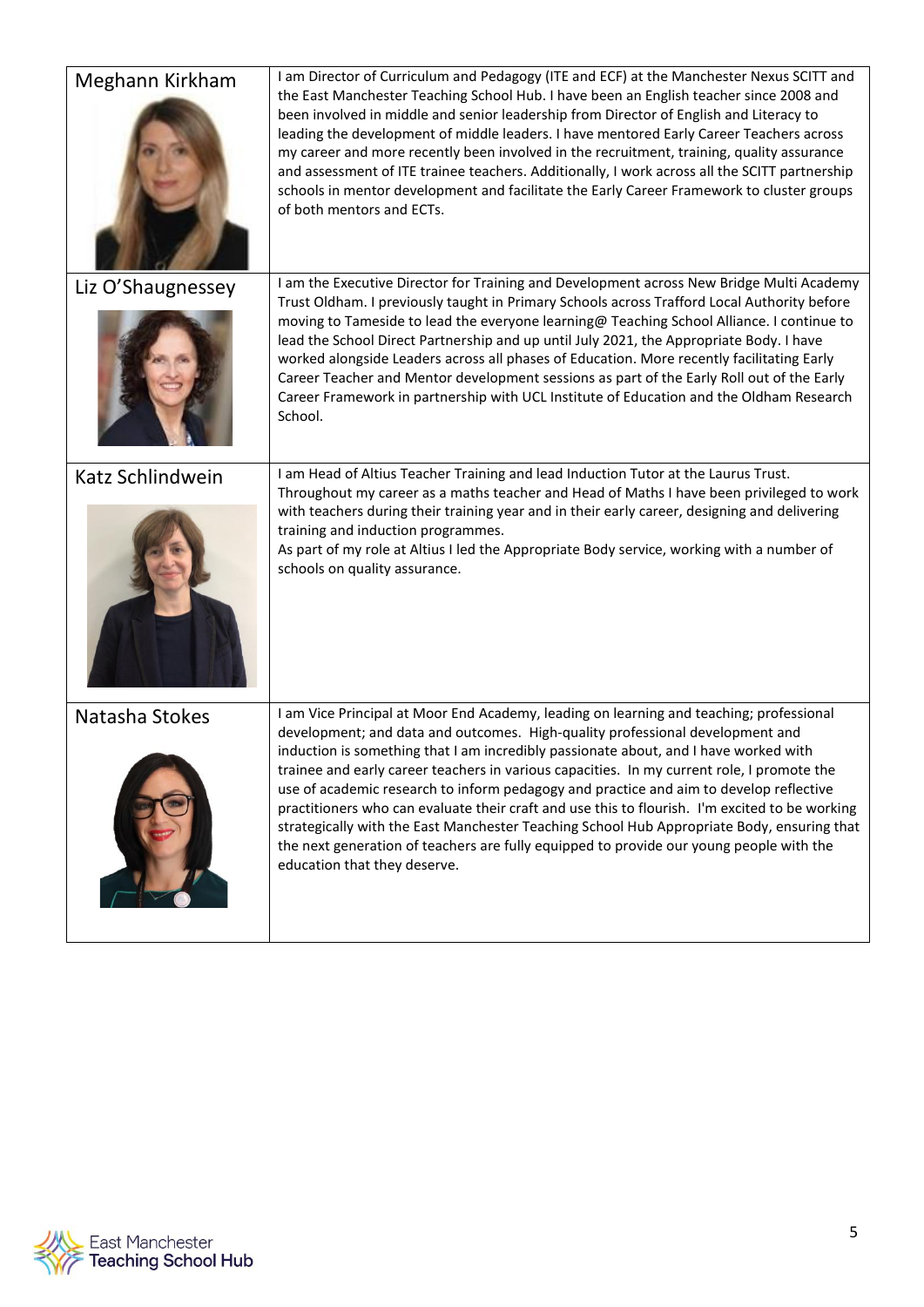| | |
|---|---|
| Meghann Kirkham | I am Director of Curriculum and Pedagogy (ITE and ECF) at the Manchester Nexus SCITT and the East Manchester Teaching School Hub. I have been an English teacher since 2008 and been involved in middle and senior leadership from Director of English and Literacy to leading the development of middle leaders. I have mentored Early Career Teachers across my career and more recently been involved in the recruitment, training, quality assurance and assessment of ITE trainee teachers. Additionally, I work across all the SCITT partnership schools in mentor development and facilitate the Early Career Framework to cluster groups of both mentors and ECTs. |
| Liz O'Shaugnessey | I am the Executive Director for Training and Development across New Bridge Multi Academy Trust Oldham. I previously taught in Primary Schools across Trafford Local Authority before moving to Tameside to lead the everyone learning@ Teaching School Alliance. I continue to lead the School Direct Partnership and up until July 2021, the Appropriate Body. I have worked alongside Leaders across all phases of Education. More recently facilitating Early Career Teacher and Mentor development sessions as part of the Early Roll out of the Early Career Framework in partnership with UCL Institute of Education and the Oldham Research School. |
| Katz Schlindwein | I am Head of Altius Teacher Training and lead Induction Tutor at the Laurus Trust. Throughout my career as a maths teacher and Head of Maths I have been privileged to work with teachers during their training year and in their early career, designing and delivering training and induction programmes.<br>As part of my role at Altius I led the Appropriate Body service, working with a number of schools on quality assurance. |
| Natasha Stokes | I am Vice Principal at Moor End Academy, leading on learning and teaching; professional development; and data and outcomes. High-quality professional development and induction is something that I am incredibly passionate about, and I have worked with trainee and early career teachers in various capacities. In my current role, I promote the use of academic research to inform pedagogy and practice and aim to develop reflective practitioners who can evaluate their craft and use this to flourish. I'm excited to be working strategically with the East Manchester Teaching School Hub Appropriate Body, ensuring that the next generation of teachers are fully equipped to provide our young people with the education that they deserve. |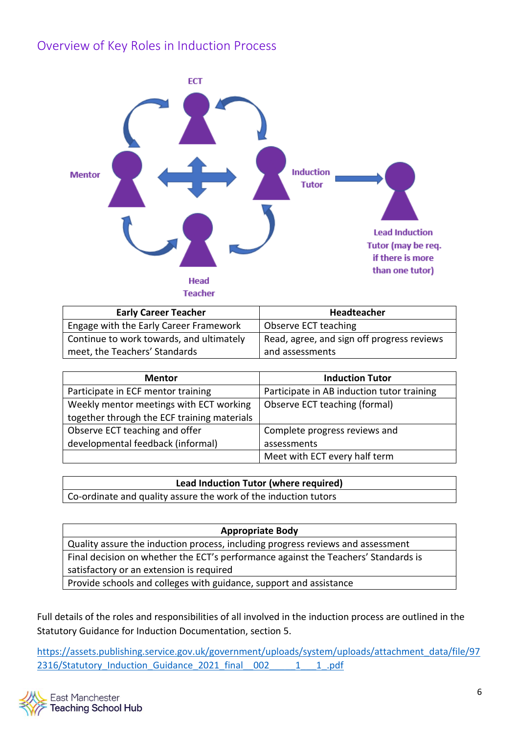## Overview of Key Roles in Induction Process

ECT

Mentor

Induction Tutor

Lead Induction Tutor (may be req. if there is more than one tutor)

Head Teacher

| Early Career Teacher | Headteacher |
|---|---|
| Engage with the Early Career Framework | Observe ECT teaching |
| Continue to work towards, and ultimately meet, the Teachers' Standards | Read, agree, and sign off progress reviews and assessments |

| Mentor | Induction Tutor |
|---|---|
| Participate in ECF mentor training | Participate in AB induction tutor training |
| Weekly mentor meetings with ECT working together through the ECF training materials | Observe ECT teaching (formal) |
| Observe ECT teaching and offer developmental feedback (informal) | Complete progress reviews and assessments |
| | Meet with ECT every half term |

| Lead Induction Tutor (where required) |
|---|
| Co-ordinate and quality assure the work of the induction tutors |

| Appropriate Body |
|---|
| Quality assure the induction process, including progress reviews and assessment |
| Final decision on whether the ECT's performance against the Teachers' Standards is satisfactory or an extension is required |
| Provide schools and colleges with guidance, support and assistance |

Full details of the roles and responsibilities of all involved in the induction process are outlined in the Statutory Guidance for Induction Documentation, section 5.

https://assets.publishing.service.gov.uk/government/uploads/system/uploads/attachment_data/file/972316/Statutory_Induction_Guidance_2021_final__002_____1___1_.pdf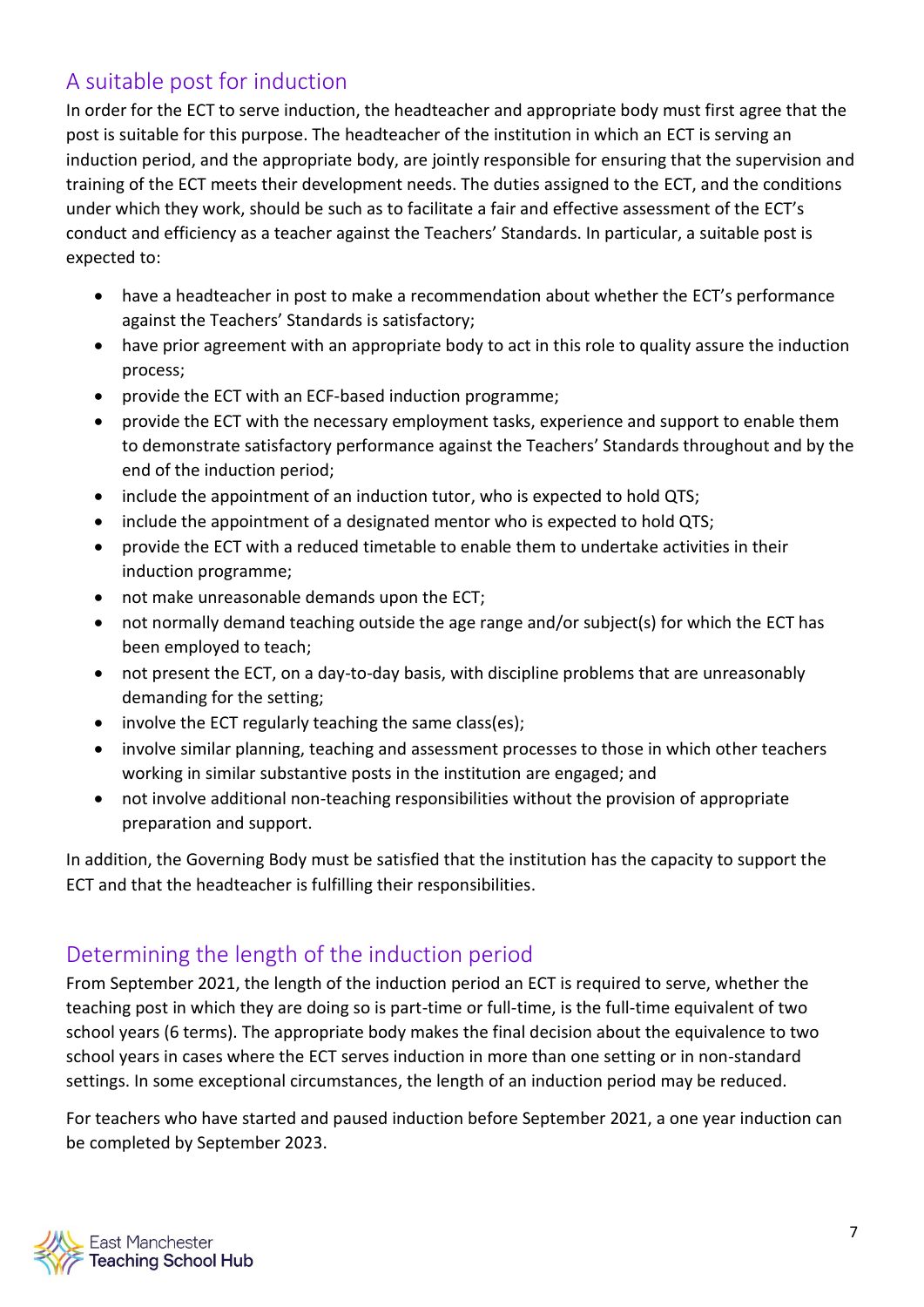## A suitable post for induction

In order for the ECT to serve induction, the headteacher and appropriate body must first agree that the post is suitable for this purpose. The headteacher of the institution in which an ECT is serving an induction period, and the appropriate body, are jointly responsible for ensuring that the supervision and training of the ECT meets their development needs. The duties assigned to the ECT, and the conditions under which they work, should be such as to facilitate a fair and effective assessment of the ECT's conduct and efficiency as a teacher against the Teachers' Standards. In particular, a suitable post is expected to:

- have a headteacher in post to make a recommendation about whether the ECT's performance against the Teachers' Standards is satisfactory;
- have prior agreement with an appropriate body to act in this role to quality assure the induction process;
- provide the ECT with an ECF-based induction programme;
- provide the ECT with the necessary employment tasks, experience and support to enable them to demonstrate satisfactory performance against the Teachers' Standards throughout and by the end of the induction period;
- include the appointment of an induction tutor, who is expected to hold QTS;
- include the appointment of a designated mentor who is expected to hold QTS;
- provide the ECT with a reduced timetable to enable them to undertake activities in their induction programme;
- not make unreasonable demands upon the ECT;
- not normally demand teaching outside the age range and/or subject(s) for which the ECT has been employed to teach;
- not present the ECT, on a day-to-day basis, with discipline problems that are unreasonably demanding for the setting;
- involve the ECT regularly teaching the same class(es);
- involve similar planning, teaching and assessment processes to those in which other teachers working in similar substantive posts in the institution are engaged; and
- not involve additional non-teaching responsibilities without the provision of appropriate preparation and support.

In addition, the Governing Body must be satisfied that the institution has the capacity to support the ECT and that the headteacher is fulfilling their responsibilities.

## Determining the length of the induction period

From September 2021, the length of the induction period an ECT is required to serve, whether the teaching post in which they are doing so is part-time or full-time, is the full-time equivalent of two school years (6 terms). The appropriate body makes the final decision about the equivalence to two school years in cases where the ECT serves induction in more than one setting or in non-standard settings. In some exceptional circumstances, the length of an induction period may be reduced.

For teachers who have started and paused induction before September 2021, a one year induction can be completed by September 2023.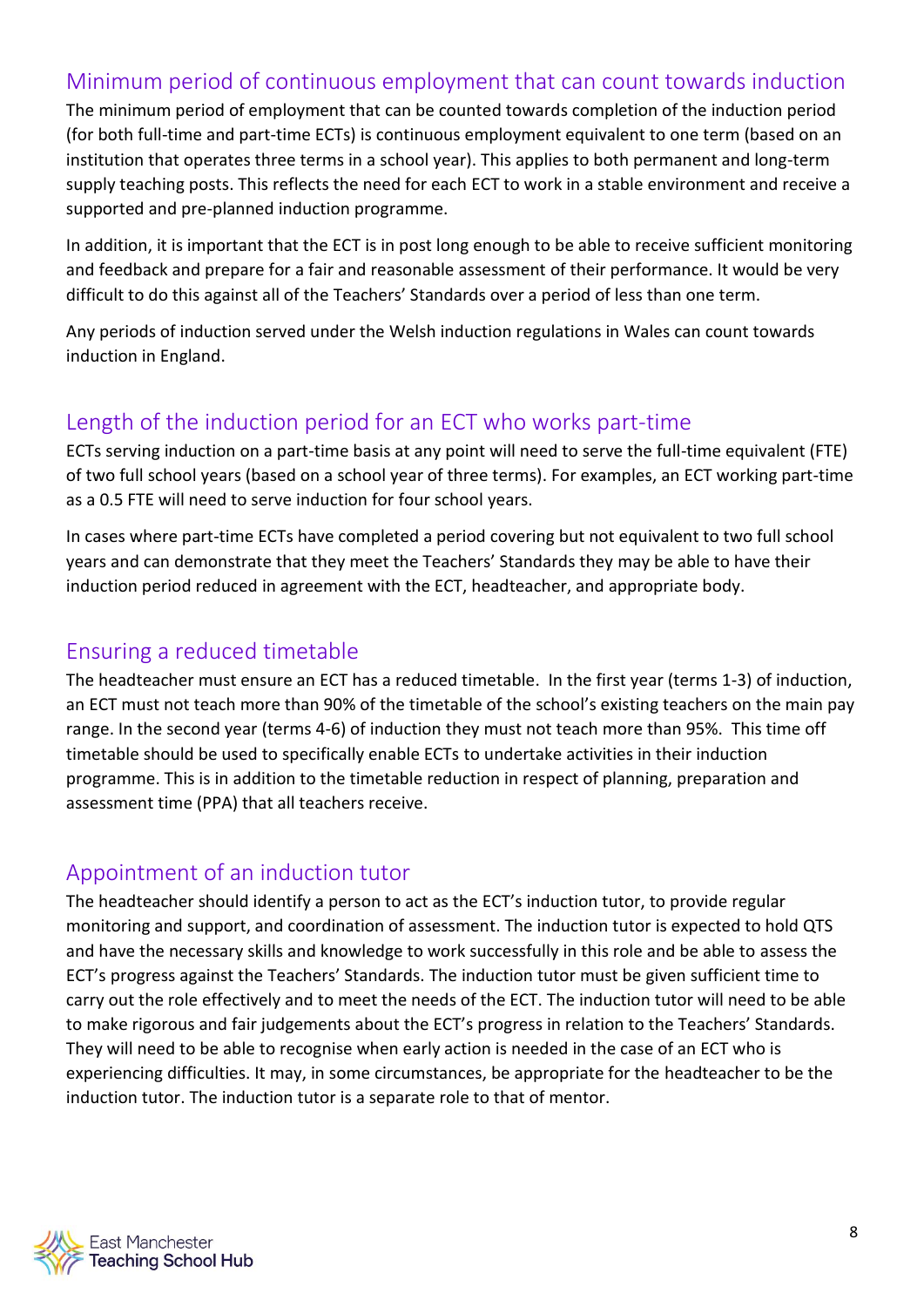## Minimum period of continuous employment that can count towards induction

The minimum period of employment that can be counted towards completion of the induction period (for both full-time and part-time ECTs) is continuous employment equivalent to one term (based on an institution that operates three terms in a school year). This applies to both permanent and long-term supply teaching posts. This reflects the need for each ECT to work in a stable environment and receive a supported and pre-planned induction programme.

In addition, it is important that the ECT is in post long enough to be able to receive sufficient monitoring and feedback and prepare for a fair and reasonable assessment of their performance. It would be very difficult to do this against all of the Teachers' Standards over a period of less than one term.

Any periods of induction served under the Welsh induction regulations in Wales can count towards induction in England.

## Length of the induction period for an ECT who works part-time

ECTs serving induction on a part-time basis at any point will need to serve the full-time equivalent (FTE) of two full school years (based on a school year of three terms). For examples, an ECT working part-time as a 0.5 FTE will need to serve induction for four school years.

In cases where part-time ECTs have completed a period covering but not equivalent to two full school years and can demonstrate that they meet the Teachers' Standards they may be able to have their induction period reduced in agreement with the ECT, headteacher, and appropriate body.

## Ensuring a reduced timetable

The headteacher must ensure an ECT has a reduced timetable. In the first year (terms 1-3) of induction, an ECT must not teach more than 90% of the timetable of the school's existing teachers on the main pay range. In the second year (terms 4-6) of induction they must not teach more than 95%. This time off timetable should be used to specifically enable ECTs to undertake activities in their induction programme. This is in addition to the timetable reduction in respect of planning, preparation and assessment time (PPA) that all teachers receive.

## Appointment of an induction tutor

The headteacher should identify a person to act as the ECT's induction tutor, to provide regular monitoring and support, and coordination of assessment. The induction tutor is expected to hold QTS and have the necessary skills and knowledge to work successfully in this role and be able to assess the ECT's progress against the Teachers' Standards. The induction tutor must be given sufficient time to carry out the role effectively and to meet the needs of the ECT. The induction tutor will need to be able to make rigorous and fair judgements about the ECT's progress in relation to the Teachers' Standards. They will need to be able to recognise when early action is needed in the case of an ECT who is experiencing difficulties. It may, in some circumstances, be appropriate for the headteacher to be the induction tutor. The induction tutor is a separate role to that of mentor.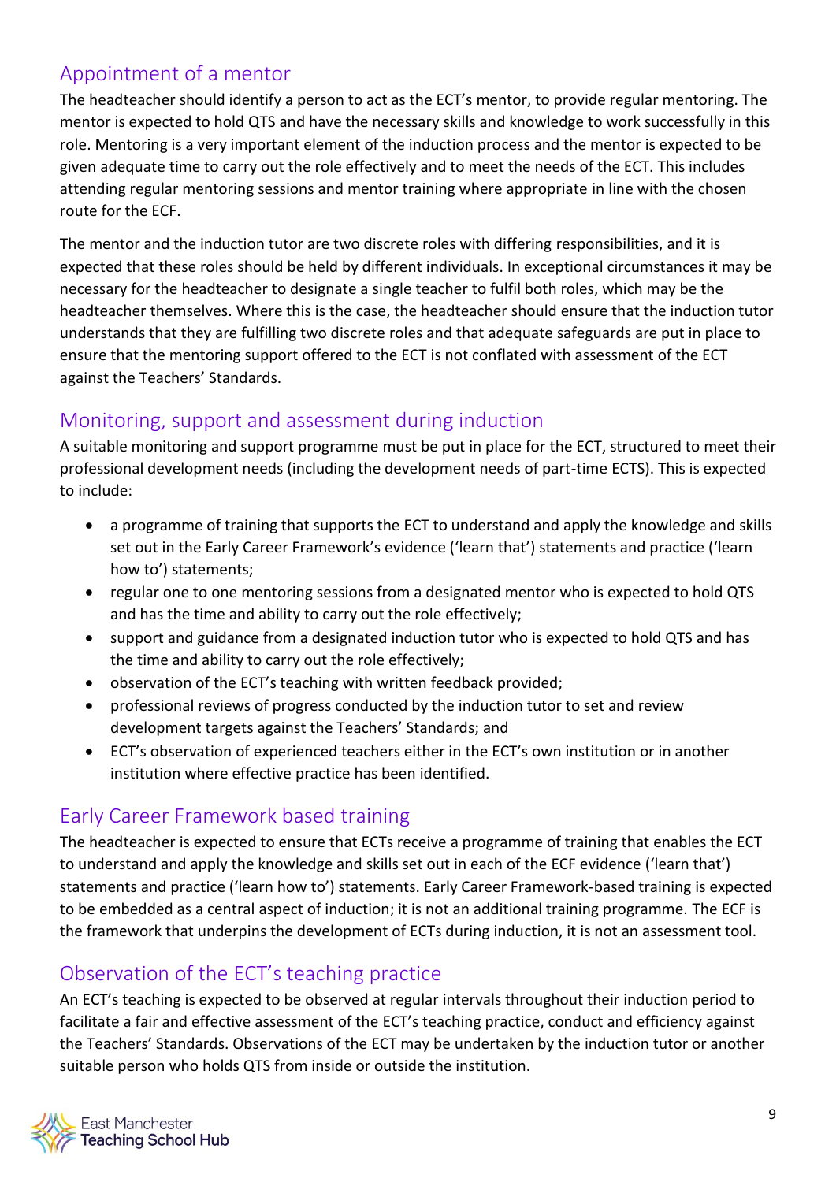## Appointment of a mentor

The headteacher should identify a person to act as the ECT's mentor, to provide regular mentoring. The mentor is expected to hold QTS and have the necessary skills and knowledge to work successfully in this role. Mentoring is a very important element of the induction process and the mentor is expected to be given adequate time to carry out the role effectively and to meet the needs of the ECT. This includes attending regular mentoring sessions and mentor training where appropriate in line with the chosen route for the ECF.

The mentor and the induction tutor are two discrete roles with differing responsibilities, and it is expected that these roles should be held by different individuals. In exceptional circumstances it may be necessary for the headteacher to designate a single teacher to fulfil both roles, which may be the headteacher themselves. Where this is the case, the headteacher should ensure that the induction tutor understands that they are fulfilling two discrete roles and that adequate safeguards are put in place to ensure that the mentoring support offered to the ECT is not conflated with assessment of the ECT against the Teachers' Standards.

## Monitoring, support and assessment during induction

A suitable monitoring and support programme must be put in place for the ECT, structured to meet their professional development needs (including the development needs of part-time ECTS). This is expected to include:

- a programme of training that supports the ECT to understand and apply the knowledge and skills set out in the Early Career Framework's evidence ('learn that') statements and practice ('learn how to') statements;
- regular one to one mentoring sessions from a designated mentor who is expected to hold QTS and has the time and ability to carry out the role effectively;
- support and guidance from a designated induction tutor who is expected to hold QTS and has the time and ability to carry out the role effectively;
- observation of the ECT's teaching with written feedback provided;
- professional reviews of progress conducted by the induction tutor to set and review development targets against the Teachers' Standards; and
- ECT's observation of experienced teachers either in the ECT's own institution or in another institution where effective practice has been identified.

## Early Career Framework based training

The headteacher is expected to ensure that ECTs receive a programme of training that enables the ECT to understand and apply the knowledge and skills set out in each of the ECF evidence ('learn that') statements and practice ('learn how to') statements. Early Career Framework-based training is expected to be embedded as a central aspect of induction; it is not an additional training programme. The ECF is the framework that underpins the development of ECTs during induction, it is not an assessment tool.

## Observation of the ECT's teaching practice

An ECT's teaching is expected to be observed at regular intervals throughout their induction period to facilitate a fair and effective assessment of the ECT's teaching practice, conduct and efficiency against the Teachers' Standards. Observations of the ECT may be undertaken by the induction tutor or another suitable person who holds QTS from inside or outside the institution.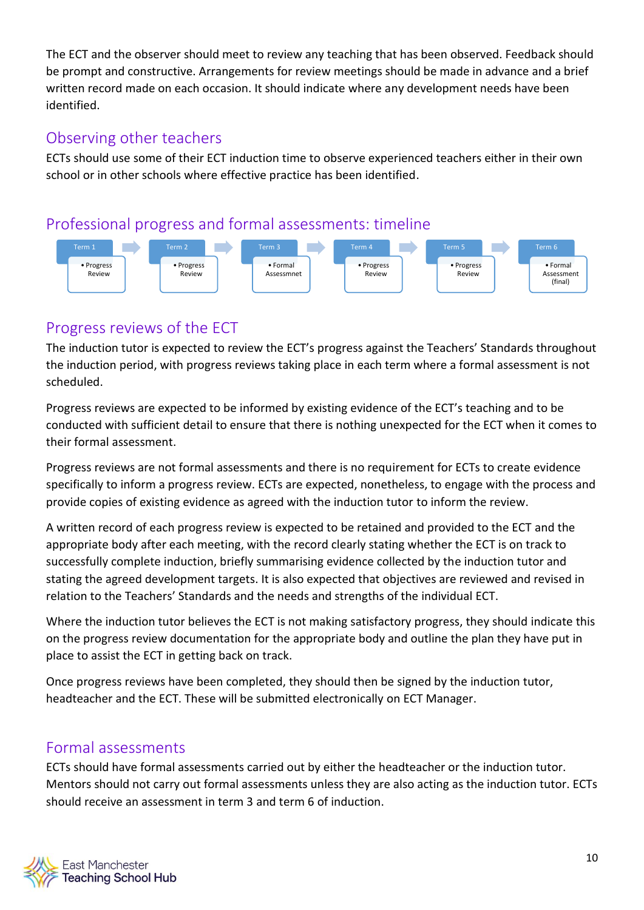The ECT and the observer should meet to review any teaching that has been observed. Feedback should be prompt and constructive. Arrangements for review meetings should be made in advance and a brief written record made on each occasion. It should indicate where any development needs have been identified.

## Observing other teachers

ECTs should use some of their ECT induction time to observe experienced teachers either in their own school or in other schools where effective practice has been identified.

## Professional progress and formal assessments: timeline

| Term 1 | Term 2 | Term 3 | Term 4 | Term 5 | Term 6 |
|---|---|---|---|---|---|
| • Progress Review | • Progress Review | • Formal Assessmnet | • Progress Review | • Progress Review | • Formal Assessment (final) |

## Progress reviews of the ECT

The induction tutor is expected to review the ECT's progress against the Teachers' Standards throughout the induction period, with progress reviews taking place in each term where a formal assessment is not scheduled.

Progress reviews are expected to be informed by existing evidence of the ECT's teaching and to be conducted with sufficient detail to ensure that there is nothing unexpected for the ECT when it comes to their formal assessment.

Progress reviews are not formal assessments and there is no requirement for ECTs to create evidence specifically to inform a progress review. ECTs are expected, nonetheless, to engage with the process and provide copies of existing evidence as agreed with the induction tutor to inform the review.

A written record of each progress review is expected to be retained and provided to the ECT and the appropriate body after each meeting, with the record clearly stating whether the ECT is on track to successfully complete induction, briefly summarising evidence collected by the induction tutor and stating the agreed development targets. It is also expected that objectives are reviewed and revised in relation to the Teachers' Standards and the needs and strengths of the individual ECT.

Where the induction tutor believes the ECT is not making satisfactory progress, they should indicate this on the progress review documentation for the appropriate body and outline the plan they have put in place to assist the ECT in getting back on track.

Once progress reviews have been completed, they should then be signed by the induction tutor, headteacher and the ECT. These will be submitted electronically on ECT Manager.

## Formal assessments

ECTs should have formal assessments carried out by either the headteacher or the induction tutor. Mentors should not carry out formal assessments unless they are also acting as the induction tutor. ECTs should receive an assessment in term 3 and term 6 of induction.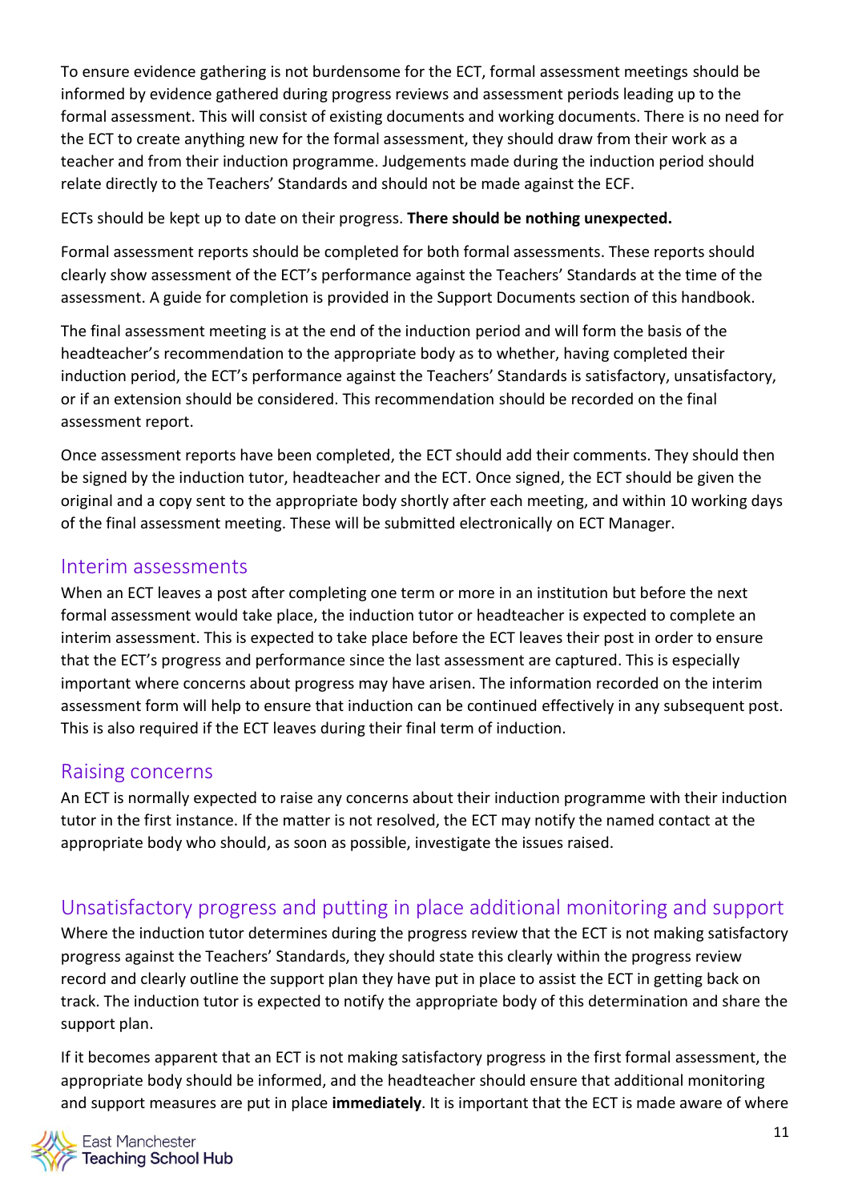To ensure evidence gathering is not burdensome for the ECT, formal assessment meetings should be informed by evidence gathered during progress reviews and assessment periods leading up to the formal assessment. This will consist of existing documents and working documents. There is no need for the ECT to create anything new for the formal assessment, they should draw from their work as a teacher and from their induction programme. Judgements made during the induction period should relate directly to the Teachers' Standards and should not be made against the ECF.

ECTs should be kept up to date on their progress. **There should be nothing unexpected.**

Formal assessment reports should be completed for both formal assessments. These reports should clearly show assessment of the ECT's performance against the Teachers' Standards at the time of the assessment. A guide for completion is provided in the Support Documents section of this handbook.

The final assessment meeting is at the end of the induction period and will form the basis of the headteacher's recommendation to the appropriate body as to whether, having completed their induction period, the ECT's performance against the Teachers' Standards is satisfactory, unsatisfactory, or if an extension should be considered. This recommendation should be recorded on the final assessment report.

Once assessment reports have been completed, the ECT should add their comments. They should then be signed by the induction tutor, headteacher and the ECT. Once signed, the ECT should be given the original and a copy sent to the appropriate body shortly after each meeting, and within 10 working days of the final assessment meeting. These will be submitted electronically on ECT Manager.

## Interim assessments

When an ECT leaves a post after completing one term or more in an institution but before the next formal assessment would take place, the induction tutor or headteacher is expected to complete an interim assessment. This is expected to take place before the ECT leaves their post in order to ensure that the ECT's progress and performance since the last assessment are captured. This is especially important where concerns about progress may have arisen. The information recorded on the interim assessment form will help to ensure that induction can be continued effectively in any subsequent post. This is also required if the ECT leaves during their final term of induction.

## Raising concerns

An ECT is normally expected to raise any concerns about their induction programme with their induction tutor in the first instance. If the matter is not resolved, the ECT may notify the named contact at the appropriate body who should, as soon as possible, investigate the issues raised.

## Unsatisfactory progress and putting in place additional monitoring and support

Where the induction tutor determines during the progress review that the ECT is not making satisfactory progress against the Teachers' Standards, they should state this clearly within the progress review record and clearly outline the support plan they have put in place to assist the ECT in getting back on track. The induction tutor is expected to notify the appropriate body of this determination and share the support plan.

If it becomes apparent that an ECT is not making satisfactory progress in the first formal assessment, the appropriate body should be informed, and the headteacher should ensure that additional monitoring and support measures are put in place **immediately**. It is important that the ECT is made aware of where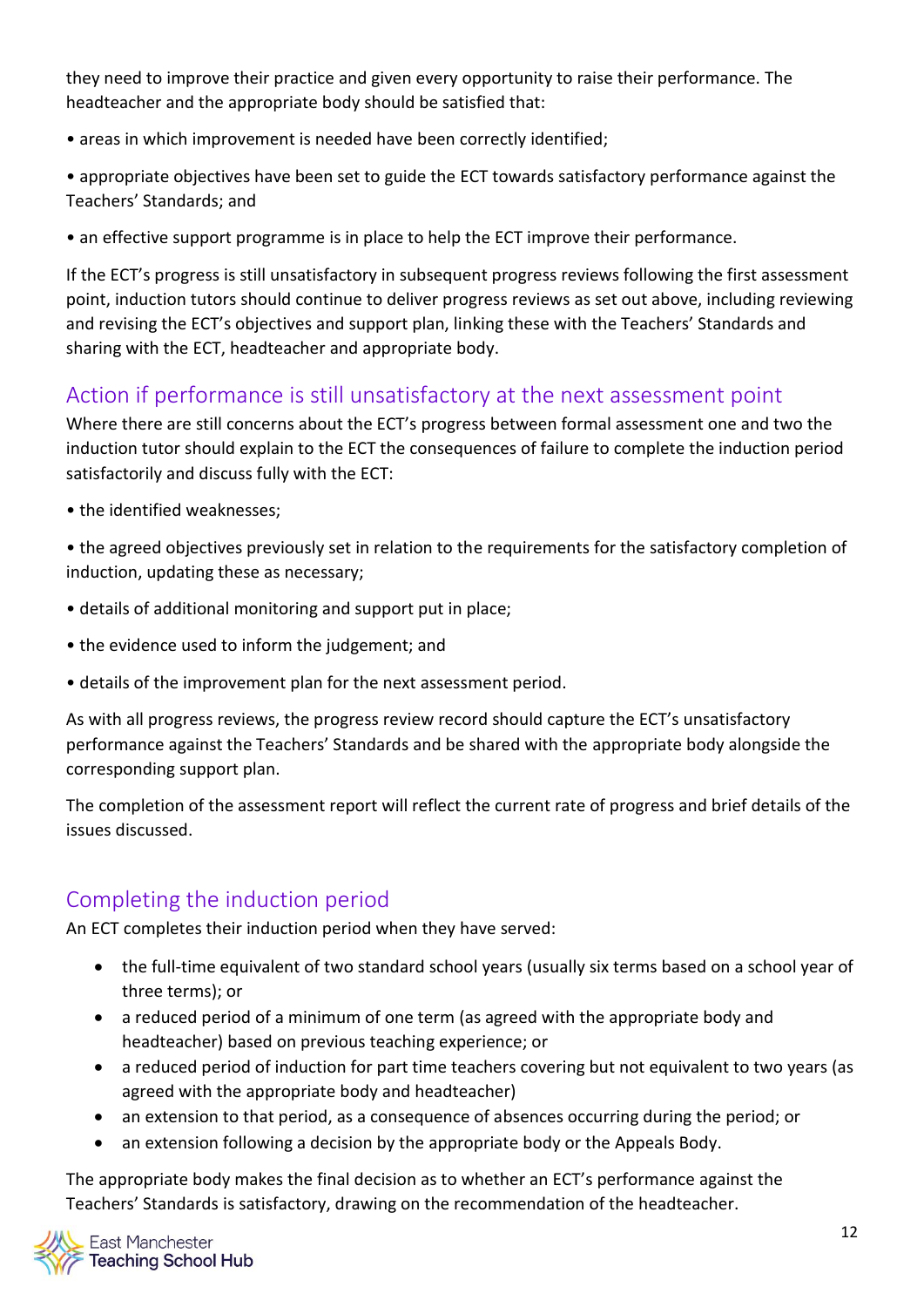they need to improve their practice and given every opportunity to raise their performance. The headteacher and the appropriate body should be satisfied that:

• areas in which improvement is needed have been correctly identified;

• appropriate objectives have been set to guide the ECT towards satisfactory performance against the Teachers' Standards; and

• an effective support programme is in place to help the ECT improve their performance.

If the ECT's progress is still unsatisfactory in subsequent progress reviews following the first assessment point, induction tutors should continue to deliver progress reviews as set out above, including reviewing and revising the ECT's objectives and support plan, linking these with the Teachers' Standards and sharing with the ECT, headteacher and appropriate body.

## Action if performance is still unsatisfactory at the next assessment point

Where there are still concerns about the ECT's progress between formal assessment one and two the induction tutor should explain to the ECT the consequences of failure to complete the induction period satisfactorily and discuss fully with the ECT:

• the identified weaknesses;

• the agreed objectives previously set in relation to the requirements for the satisfactory completion of induction, updating these as necessary;

• details of additional monitoring and support put in place;

• the evidence used to inform the judgement; and

• details of the improvement plan for the next assessment period.

As with all progress reviews, the progress review record should capture the ECT's unsatisfactory performance against the Teachers' Standards and be shared with the appropriate body alongside the corresponding support plan.

The completion of the assessment report will reflect the current rate of progress and brief details of the issues discussed.

## Completing the induction period

An ECT completes their induction period when they have served:

- the full-time equivalent of two standard school years (usually six terms based on a school year of three terms); or
- a reduced period of a minimum of one term (as agreed with the appropriate body and headteacher) based on previous teaching experience; or
- a reduced period of induction for part time teachers covering but not equivalent to two years (as agreed with the appropriate body and headteacher)
- an extension to that period, as a consequence of absences occurring during the period; or
- an extension following a decision by the appropriate body or the Appeals Body.

The appropriate body makes the final decision as to whether an ECT's performance against the Teachers' Standards is satisfactory, drawing on the recommendation of the headteacher.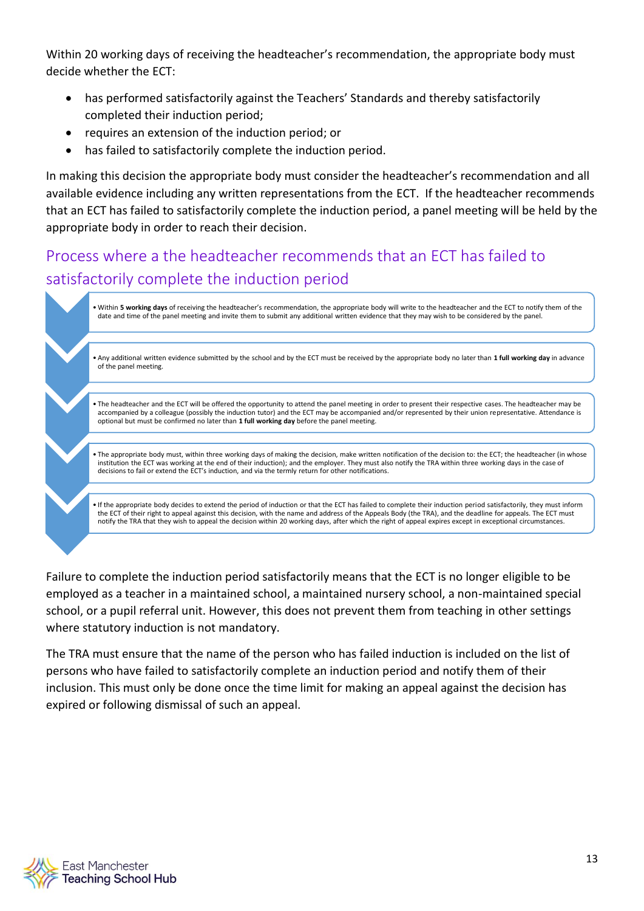Within 20 working days of receiving the headteacher's recommendation, the appropriate body must decide whether the ECT:

- has performed satisfactorily against the Teachers' Standards and thereby satisfactorily completed their induction period;
- requires an extension of the induction period; or
- has failed to satisfactorily complete the induction period.

In making this decision the appropriate body must consider the headteacher's recommendation and all available evidence including any written representations from the ECT. If the headteacher recommends that an ECT has failed to satisfactorily complete the induction period, a panel meeting will be held by the appropriate body in order to reach their decision.

## Process where a the headteacher recommends that an ECT has failed to satisfactorily complete the induction period

- Within **5 working days** of receiving the headteacher's recommendation, the appropriate body will write to the headteacher and the ECT to notify them of the date and time of the panel meeting and invite them to submit any additional written evidence that they may wish to be considered by the panel.
- Any additional written evidence submitted by the school and by the ECT must be received by the appropriate body no later than **1 full working day** in advance of the panel meeting.
- The headteacher and the ECT will be offered the opportunity to attend the panel meeting in order to present their respective cases. The headteacher may be accompanied by a colleague (possibly the induction tutor) and the ECT may be accompanied and/or represented by their union representative. Attendance is optional but must be confirmed no later than **1 full working day** before the panel meeting.
- The appropriate body must, within three working days of making the decision, make written notification of the decision to: the ECT; the headteacher (in whose institution the ECT was working at the end of their induction); and the employer. They must also notify the TRA within three working days in the case of decisions to fail or extend the ECT's induction, and via the termly return for other notifications.
- If the appropriate body decides to extend the period of induction or that the ECT has failed to complete their induction period satisfactorily, they must inform the ECT of their right to appeal against this decision, with the name and address of the Appeals Body (the TRA), and the deadline for appeals. The ECT must notify the TRA that they wish to appeal the decision within 20 working days, after which the right of appeal expires except in exceptional circumstances.

Failure to complete the induction period satisfactorily means that the ECT is no longer eligible to be employed as a teacher in a maintained school, a maintained nursery school, a non-maintained special school, or a pupil referral unit. However, this does not prevent them from teaching in other settings where statutory induction is not mandatory.

The TRA must ensure that the name of the person who has failed induction is included on the list of persons who have failed to satisfactorily complete an induction period and notify them of their inclusion. This must only be done once the time limit for making an appeal against the decision has expired or following dismissal of such an appeal.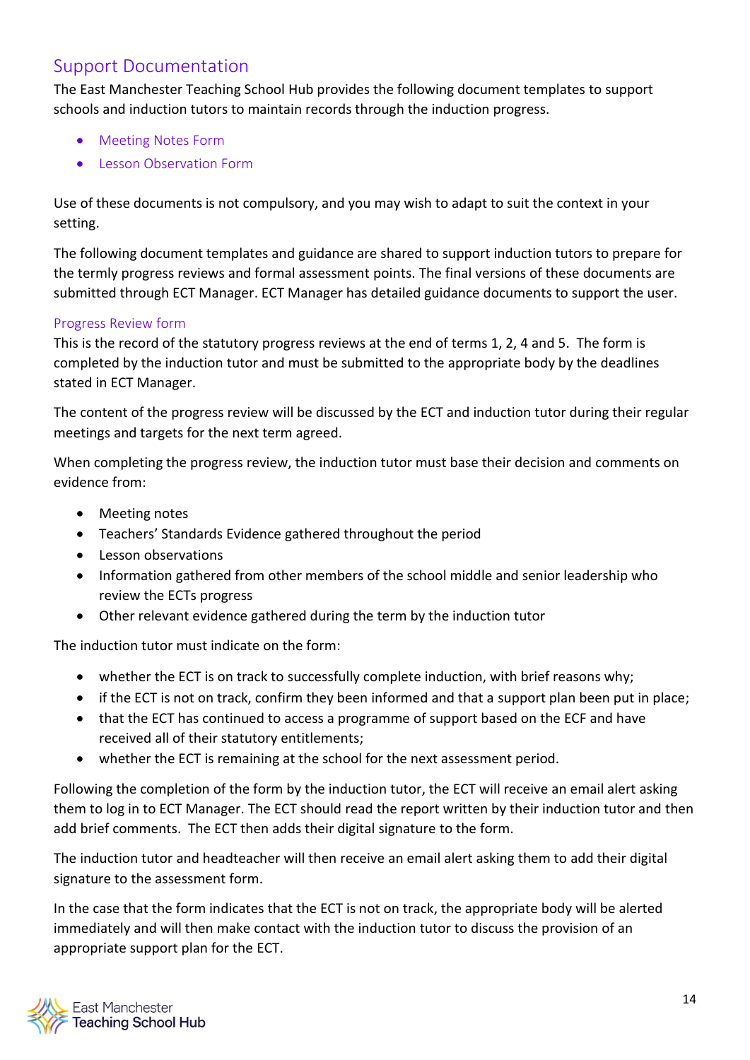## Support Documentation

The East Manchester Teaching School Hub provides the following document templates to support schools and induction tutors to maintain records through the induction progress.

- Meeting Notes Form
- Lesson Observation Form

Use of these documents is not compulsory, and you may wish to adapt to suit the context in your setting.

The following document templates and guidance are shared to support induction tutors to prepare for the termly progress reviews and formal assessment points. The final versions of these documents are submitted through ECT Manager. ECT Manager has detailed guidance documents to support the user.

### Progress Review form

This is the record of the statutory progress reviews at the end of terms 1, 2, 4 and 5. The form is completed by the induction tutor and must be submitted to the appropriate body by the deadlines stated in ECT Manager.

The content of the progress review will be discussed by the ECT and induction tutor during their regular meetings and targets for the next term agreed.

When completing the progress review, the induction tutor must base their decision and comments on evidence from:

- Meeting notes
- Teachers' Standards Evidence gathered throughout the period
- Lesson observations
- Information gathered from other members of the school middle and senior leadership who review the ECTs progress
- Other relevant evidence gathered during the term by the induction tutor

The induction tutor must indicate on the form:

- whether the ECT is on track to successfully complete induction, with brief reasons why;
- if the ECT is not on track, confirm they been informed and that a support plan been put in place;
- that the ECT has continued to access a programme of support based on the ECF and have received all of their statutory entitlements;
- whether the ECT is remaining at the school for the next assessment period.

Following the completion of the form by the induction tutor, the ECT will receive an email alert asking them to log in to ECT Manager. The ECT should read the report written by their induction tutor and then add brief comments. The ECT then adds their digital signature to the form.

The induction tutor and headteacher will then receive an email alert asking them to add their digital signature to the assessment form.

In the case that the form indicates that the ECT is not on track, the appropriate body will be alerted immediately and will then make contact with the induction tutor to discuss the provision of an appropriate support plan for the ECT.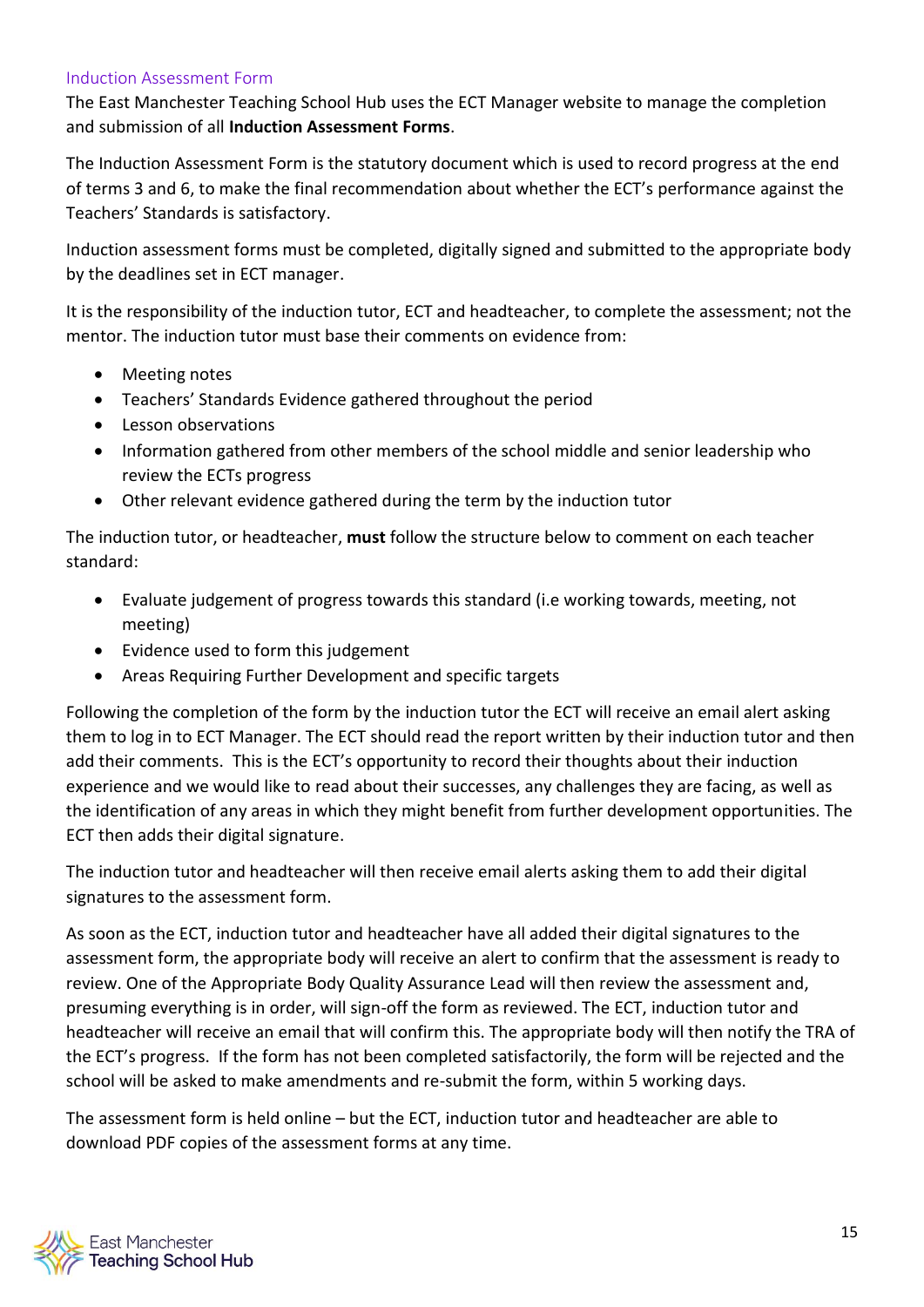## Induction Assessment Form

The East Manchester Teaching School Hub uses the ECT Manager website to manage the completion and submission of all **Induction Assessment Forms**.

The Induction Assessment Form is the statutory document which is used to record progress at the end of terms 3 and 6, to make the final recommendation about whether the ECT's performance against the Teachers' Standards is satisfactory.

Induction assessment forms must be completed, digitally signed and submitted to the appropriate body by the deadlines set in ECT manager.

It is the responsibility of the induction tutor, ECT and headteacher, to complete the assessment; not the mentor. The induction tutor must base their comments on evidence from:

- Meeting notes
- Teachers' Standards Evidence gathered throughout the period
- Lesson observations
- Information gathered from other members of the school middle and senior leadership who review the ECTs progress
- Other relevant evidence gathered during the term by the induction tutor

The induction tutor, or headteacher, **must** follow the structure below to comment on each teacher standard:

- Evaluate judgement of progress towards this standard (i.e working towards, meeting, not meeting)
- Evidence used to form this judgement
- Areas Requiring Further Development and specific targets

Following the completion of the form by the induction tutor the ECT will receive an email alert asking them to log in to ECT Manager. The ECT should read the report written by their induction tutor and then add their comments. This is the ECT's opportunity to record their thoughts about their induction experience and we would like to read about their successes, any challenges they are facing, as well as the identification of any areas in which they might benefit from further development opportunities. The ECT then adds their digital signature.

The induction tutor and headteacher will then receive email alerts asking them to add their digital signatures to the assessment form.

As soon as the ECT, induction tutor and headteacher have all added their digital signatures to the assessment form, the appropriate body will receive an alert to confirm that the assessment is ready to review. One of the Appropriate Body Quality Assurance Lead will then review the assessment and, presuming everything is in order, will sign-off the form as reviewed. The ECT, induction tutor and headteacher will receive an email that will confirm this. The appropriate body will then notify the TRA of the ECT's progress. If the form has not been completed satisfactorily, the form will be rejected and the school will be asked to make amendments and re-submit the form, within 5 working days.

The assessment form is held online – but the ECT, induction tutor and headteacher are able to download PDF copies of the assessment forms at any time.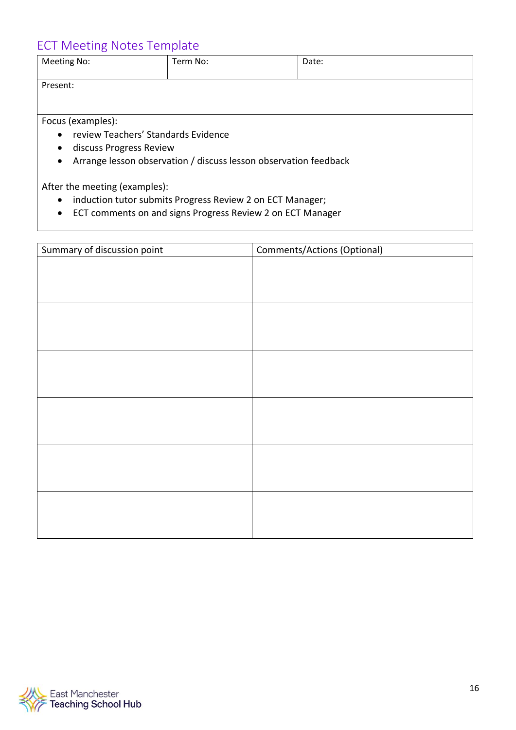## ECT Meeting Notes Template

| Meeting No: | Term No: | Date: |
|---|---|---|
| Present: | | |

Focus (examples):

- review Teachers' Standards Evidence
- discuss Progress Review
- Arrange lesson observation / discuss lesson observation feedback

After the meeting (examples):

- induction tutor submits Progress Review 2 on ECT Manager;
- ECT comments on and signs Progress Review 2 on ECT Manager

| Summary of discussion point | Comments/Actions (Optional) |
|---|---|
| | |
| | |
| | |
| | |
| | |
| | |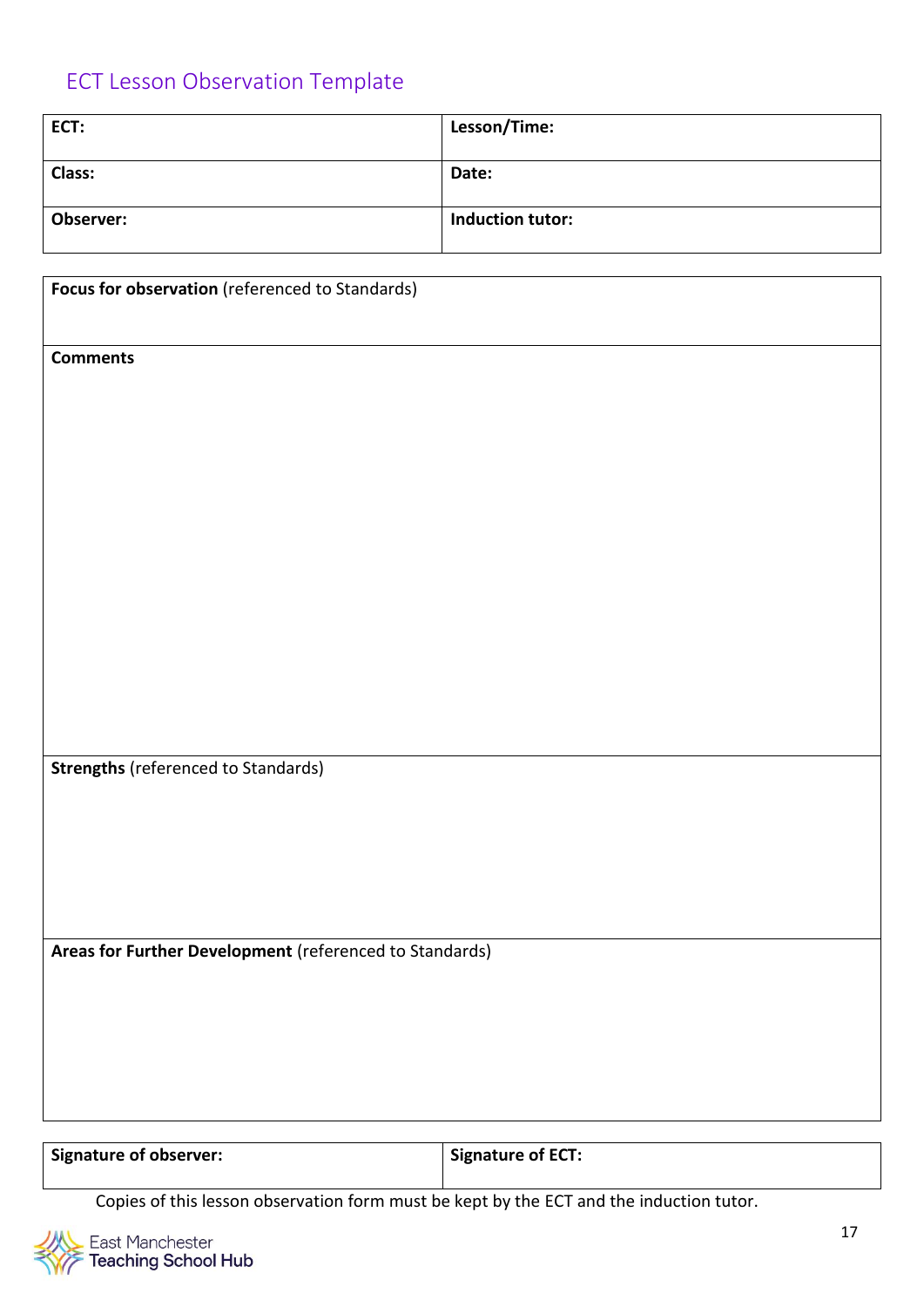## ECT Lesson Observation Template

| ECT: | Lesson/Time: |
|---|---|
| Class: | Date: |
| Observer: | Induction tutor: |

| **Focus for observation** (referenced to Standards) |
|---|
| **Comments** |
| **Strengths** (referenced to Standards) |
| **Areas for Further Development** (referenced to Standards) |

| Signature of observer: | Signature of ECT: |
|---|---|

Copies of this lesson observation form must be kept by the ECT and the induction tutor.

East Manchester Teaching School Hub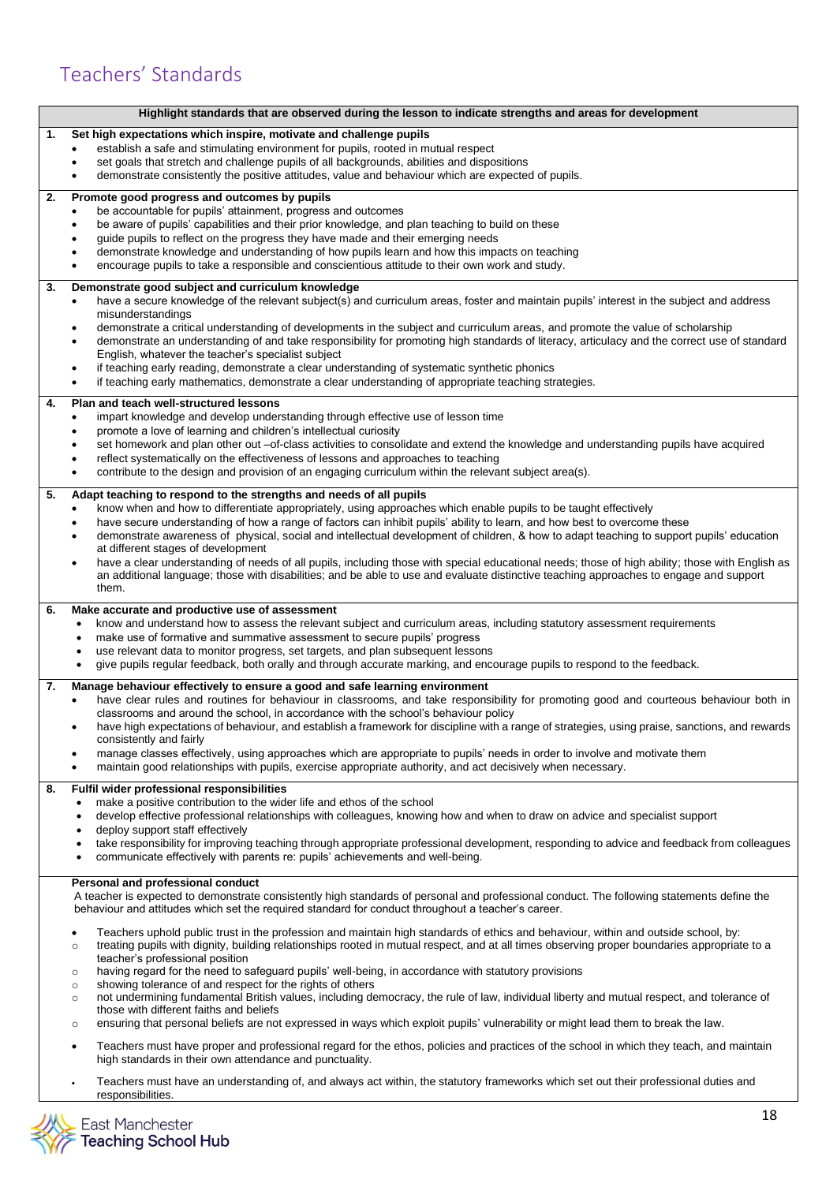# Teachers' Standards

**Highlight standards that are observed during the lesson to indicate strengths and areas for development**

**1. Set high expectations which inspire, motivate and challenge pupils**

- establish a safe and stimulating environment for pupils, rooted in mutual respect
- set goals that stretch and challenge pupils of all backgrounds, abilities and dispositions
- demonstrate consistently the positive attitudes, value and behaviour which are expected of pupils.

**2. Promote good progress and outcomes by pupils**

- be accountable for pupils' attainment, progress and outcomes
- be aware of pupils' capabilities and their prior knowledge, and plan teaching to build on these
- guide pupils to reflect on the progress they have made and their emerging needs
- demonstrate knowledge and understanding of how pupils learn and how this impacts on teaching
- encourage pupils to take a responsible and conscientious attitude to their own work and study.

**3. Demonstrate good subject and curriculum knowledge**

- have a secure knowledge of the relevant subject(s) and curriculum areas, foster and maintain pupils' interest in the subject and address misunderstandings
- demonstrate a critical understanding of developments in the subject and curriculum areas, and promote the value of scholarship
- demonstrate an understanding of and take responsibility for promoting high standards of literacy, articulacy and the correct use of standard English, whatever the teacher's specialist subject
- if teaching early reading, demonstrate a clear understanding of systematic synthetic phonics
- if teaching early mathematics, demonstrate a clear understanding of appropriate teaching strategies.

**4. Plan and teach well-structured lessons**

- impart knowledge and develop understanding through effective use of lesson time
- promote a love of learning and children's intellectual curiosity
- set homework and plan other out –of-class activities to consolidate and extend the knowledge and understanding pupils have acquired
- reflect systematically on the effectiveness of lessons and approaches to teaching
- contribute to the design and provision of an engaging curriculum within the relevant subject area(s).

**5. Adapt teaching to respond to the strengths and needs of all pupils**

- know when and how to differentiate appropriately, using approaches which enable pupils to be taught effectively
- have secure understanding of how a range of factors can inhibit pupils' ability to learn, and how best to overcome these
- demonstrate awareness of physical, social and intellectual development of children, & how to adapt teaching to support pupils' education at different stages of development
- have a clear understanding of needs of all pupils, including those with special educational needs; those of high ability; those with English as an additional language; those with disabilities; and be able to use and evaluate distinctive teaching approaches to engage and support them.

**6. Make accurate and productive use of assessment**

- know and understand how to assess the relevant subject and curriculum areas, including statutory assessment requirements
- make use of formative and summative assessment to secure pupils' progress
- use relevant data to monitor progress, set targets, and plan subsequent lessons
- give pupils regular feedback, both orally and through accurate marking, and encourage pupils to respond to the feedback.

**7. Manage behaviour effectively to ensure a good and safe learning environment**

- have clear rules and routines for behaviour in classrooms, and take responsibility for promoting good and courteous behaviour both in classrooms and around the school, in accordance with the school's behaviour policy
- have high expectations of behaviour, and establish a framework for discipline with a range of strategies, using praise, sanctions, and rewards consistently and fairly
- manage classes effectively, using approaches which are appropriate to pupils' needs in order to involve and motivate them
- maintain good relationships with pupils, exercise appropriate authority, and act decisively when necessary.

**8. Fulfil wider professional responsibilities**

- make a positive contribution to the wider life and ethos of the school
- develop effective professional relationships with colleagues, knowing how and when to draw on advice and specialist support
- deploy support staff effectively
- take responsibility for improving teaching through appropriate professional development, responding to advice and feedback from colleagues
- communicate effectively with parents re: pupils' achievements and well-being.

**Personal and professional conduct**

A teacher is expected to demonstrate consistently high standards of personal and professional conduct. The following statements define the behaviour and attitudes which set the required standard for conduct throughout a teacher's career.

- Teachers uphold public trust in the profession and maintain high standards of ethics and behaviour, within and outside school, by:
  - treating pupils with dignity, building relationships rooted in mutual respect, and at all times observing proper boundaries appropriate to a teacher's professional position
  - having regard for the need to safeguard pupils' well-being, in accordance with statutory provisions
  - showing tolerance of and respect for the rights of others
  - not undermining fundamental British values, including democracy, the rule of law, individual liberty and mutual respect, and tolerance of those with different faiths and beliefs
  - ensuring that personal beliefs are not expressed in ways which exploit pupils' vulnerability or might lead them to break the law.
- Teachers must have proper and professional regard for the ethos, policies and practices of the school in which they teach, and maintain high standards in their own attendance and punctuality.
- Teachers must have an understanding of, and always act within, the statutory frameworks which set out their professional duties and responsibilities.

East Manchester Teaching School Hub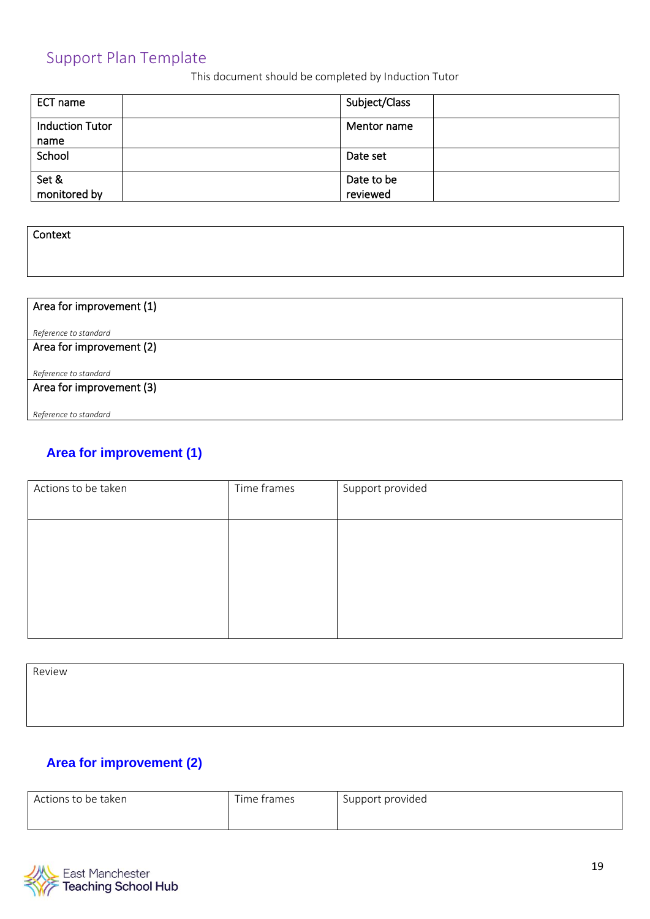## Support Plan Template

This document should be completed by Induction Tutor

| ECT name | | Subject/Class | |
|---|---|---|---|
| Induction Tutor name | | Mentor name | |
| School | | Date set | |
| Set & monitored by | | Date to be reviewed | |

| Context |
|---|
| |

| Area for improvement (1) |
|---|
| *Reference to standard* |
| **Area for improvement (2)** |
| *Reference to standard* |
| **Area for improvement (3)** |
| *Reference to standard* |

### Area for improvement (1)

| Actions to be taken | Time frames | Support provided |
|---|---|---|
| | | |

| Review |
|---|
| |

### Area for improvement (2)

| Actions to be taken | Time frames | Support provided |
|---|---|---|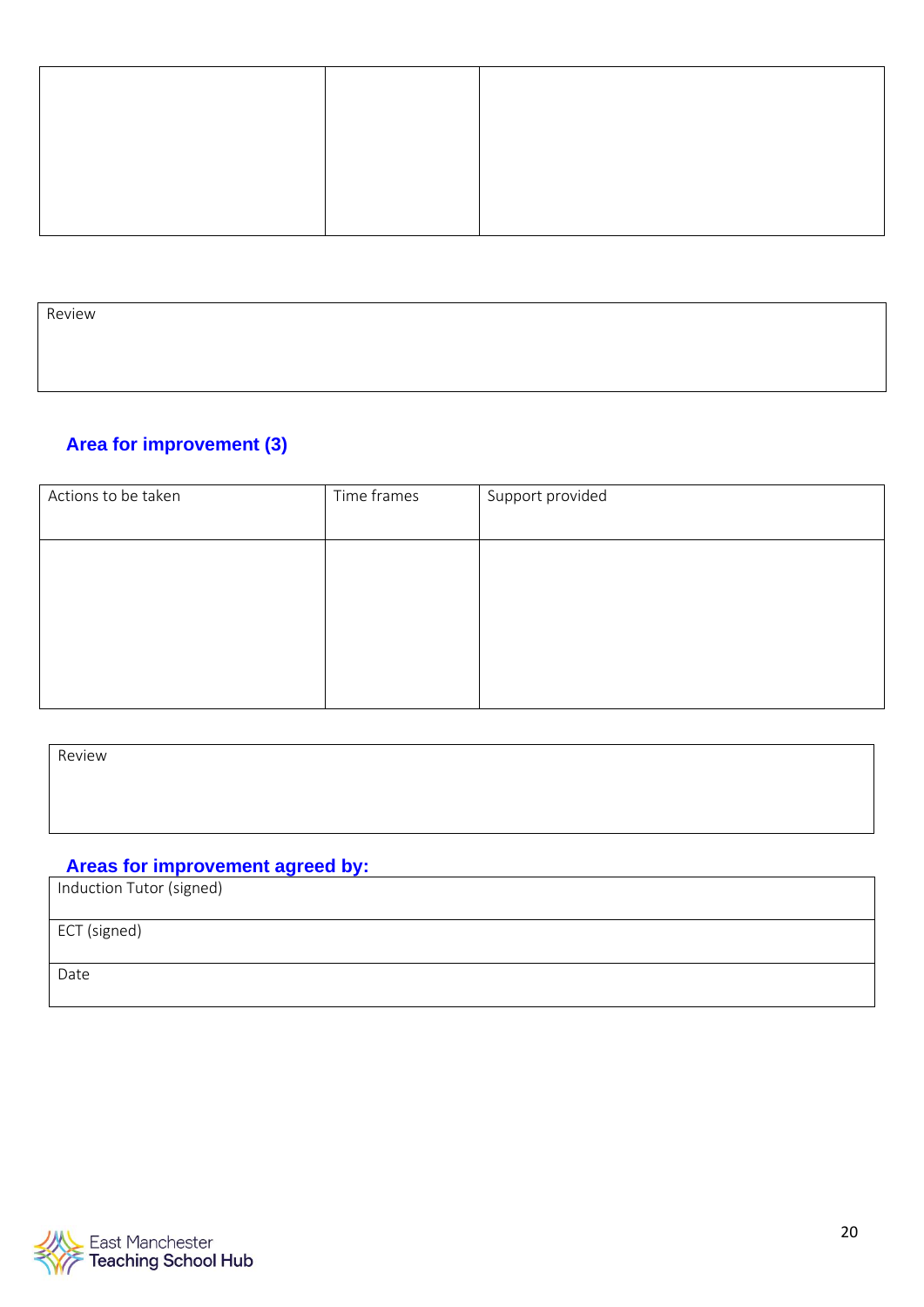| | | |
|---|---|---|
| | | |

| Review |
|---|
| |

### Area for improvement (3)

| Actions to be taken | Time frames | Support provided |
|---|---|---|
| | | |

| Review |
|---|
| |

### Areas for improvement agreed by:

| Induction Tutor (signed) |
|---|
| ECT (signed) |
| Date |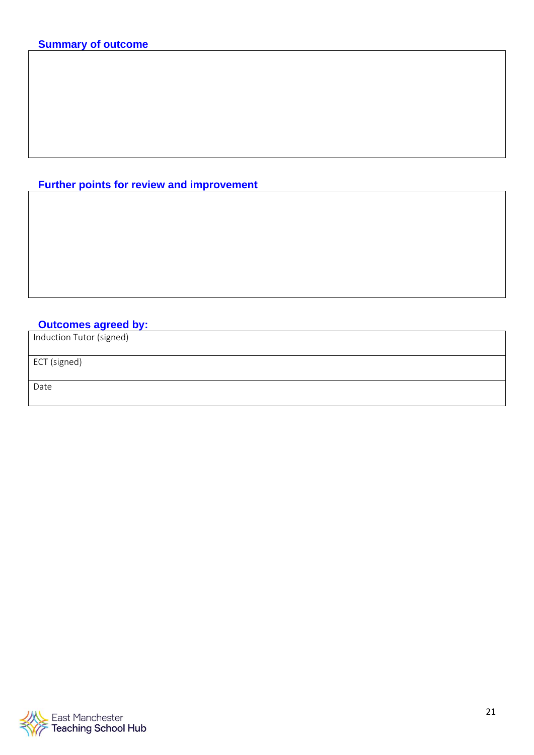### Summary of outcome

|  |
|---|
|  |

### Further points for review and improvement

|  |
|---|
|  |

### Outcomes agreed by:

|  |
|---|
| Induction Tutor (signed) |
| ECT (signed) |
| Date |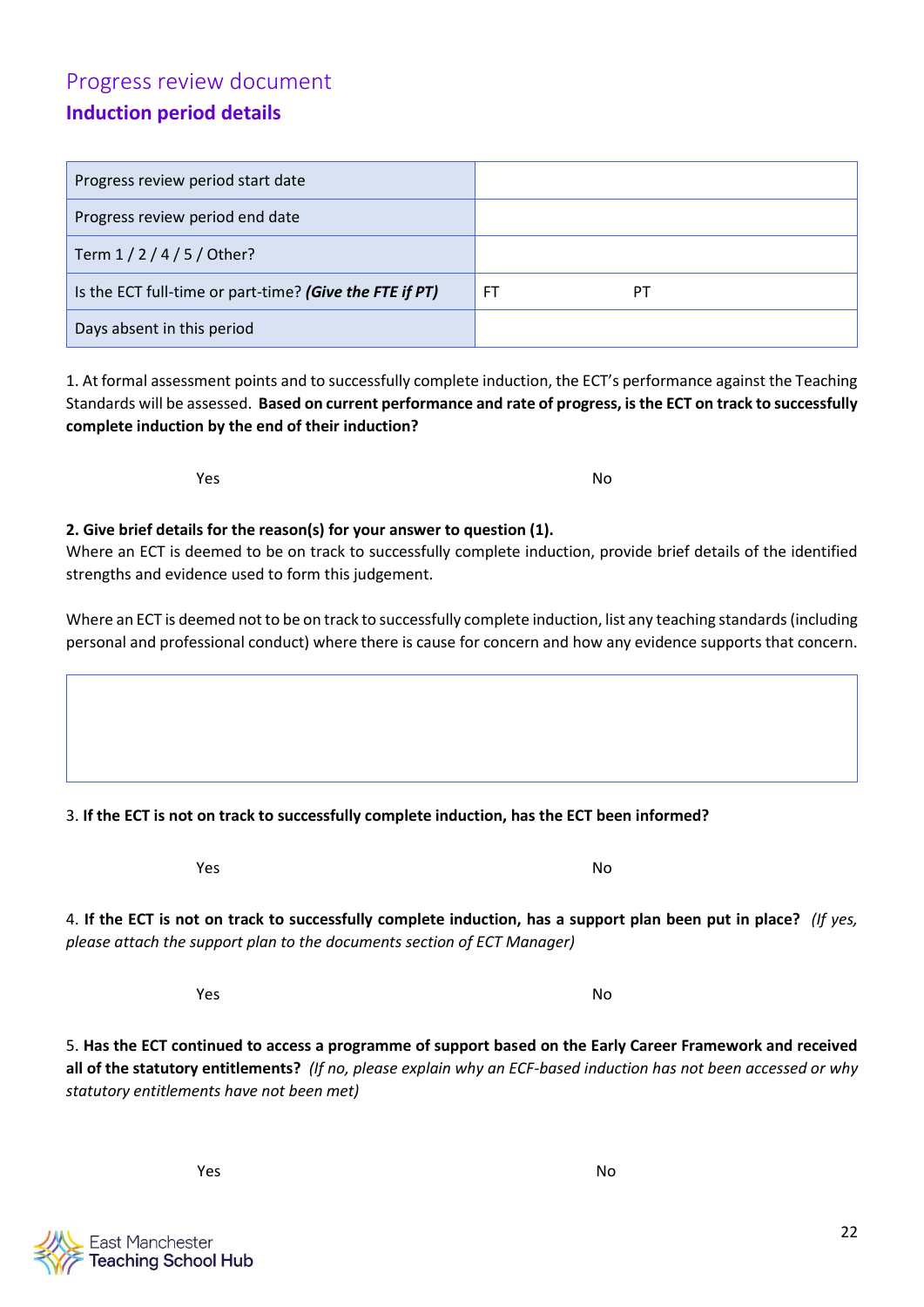# Progress review document

## Induction period details

| | |
|---|---|
| Progress review period start date | |
| Progress review period end date | |
| Term 1 / 2 / 4 / 5 / Other? | |
| Is the ECT full-time or part-time? ***(Give the FTE if PT)*** | FT PT |
| Days absent in this period | |

1. At formal assessment points and to successfully complete induction, the ECT's performance against the Teaching Standards will be assessed. **Based on current performance and rate of progress, is the ECT on track to successfully complete induction by the end of their induction?**

Yes No

**2. Give brief details for the reason(s) for your answer to question (1).**
Where an ECT is deemed to be on track to successfully complete induction, provide brief details of the identified strengths and evidence used to form this judgement.

Where an ECT is deemed not to be on track to successfully complete induction, list any teaching standards (including personal and professional conduct) where there is cause for concern and how any evidence supports that concern.

| |
|---|
| |

3. **If the ECT is not on track to successfully complete induction, has the ECT been informed?**

Yes No

4. **If the ECT is not on track to successfully complete induction, has a support plan been put in place?** *(If yes, please attach the support plan to the documents section of ECT Manager)*

Yes No

5. **Has the ECT continued to access a programme of support based on the Early Career Framework and received all of the statutory entitlements?** *(If no, please explain why an ECF-based induction has not been accessed or why statutory entitlements have not been met)*

Yes No

East Manchester Teaching School Hub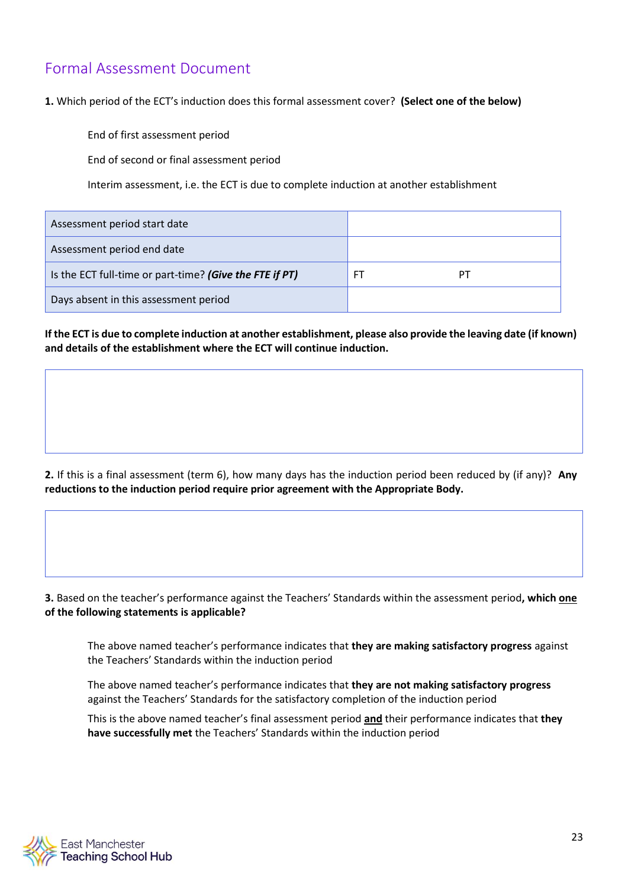## Formal Assessment Document

**1.** Which period of the ECT's induction does this formal assessment cover? **(Select one of the below)**

End of first assessment period

End of second or final assessment period

Interim assessment, i.e. the ECT is due to complete induction at another establishment

| Assessment period start date | |
|---|---|
| Assessment period end date | |
| Is the ECT full-time or part-time? ***(Give the FTE if PT)*** | FT PT |
| Days absent in this assessment period | |

**If the ECT is due to complete induction at another establishment, please also provide the leaving date (if known) and details of the establishment where the ECT will continue induction.**

| |
|---|
| |

**2.** If this is a final assessment (term 6), how many days has the induction period been reduced by (if any)? **Any reductions to the induction period require prior agreement with the Appropriate Body.**

| |
|---|
| |

**3.** Based on the teacher's performance against the Teachers' Standards within the assessment period**, which <u>one</u> of the following statements is applicable?**

The above named teacher's performance indicates that **they are making satisfactory progress** against the Teachers' Standards within the induction period

The above named teacher's performance indicates that **they are not making satisfactory progress** against the Teachers' Standards for the satisfactory completion of the induction period

This is the above named teacher's final assessment period **<u>and</u>** their performance indicates that **they have successfully met** the Teachers' Standards within the induction period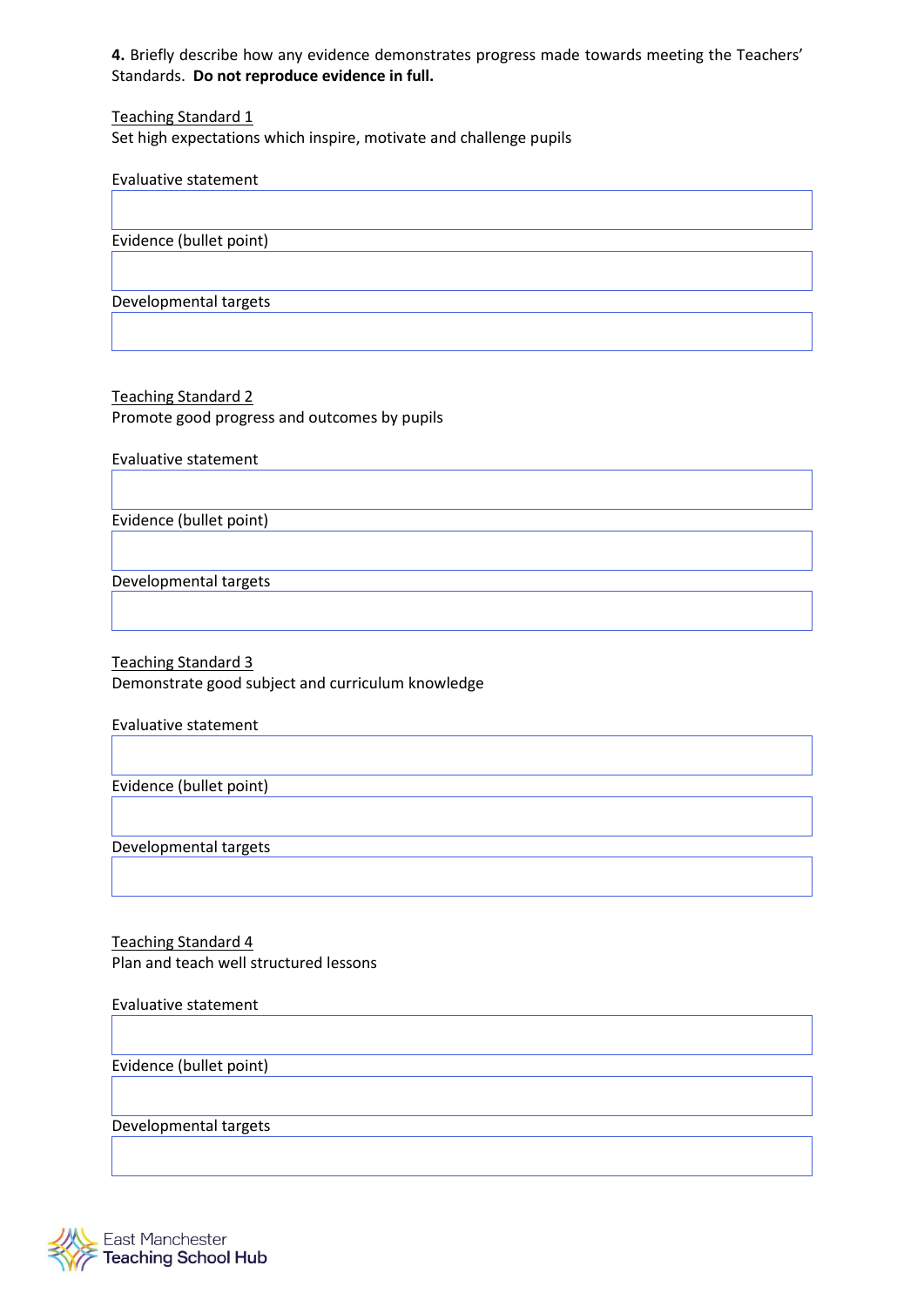**4.** Briefly describe how any evidence demonstrates progress made towards meeting the Teachers' Standards. **Do not reproduce evidence in full.**

<u>Teaching Standard 1</u>
Set high expectations which inspire, motivate and challenge pupils

Evaluative statement

Evidence (bullet point)

Developmental targets

<u>Teaching Standard 2</u>
Promote good progress and outcomes by pupils

Evaluative statement

Evidence (bullet point)

Developmental targets

<u>Teaching Standard 3</u>
Demonstrate good subject and curriculum knowledge

Evaluative statement

Evidence (bullet point)

Developmental targets

<u>Teaching Standard 4</u>
Plan and teach well structured lessons

Evaluative statement

Evidence (bullet point)

Developmental targets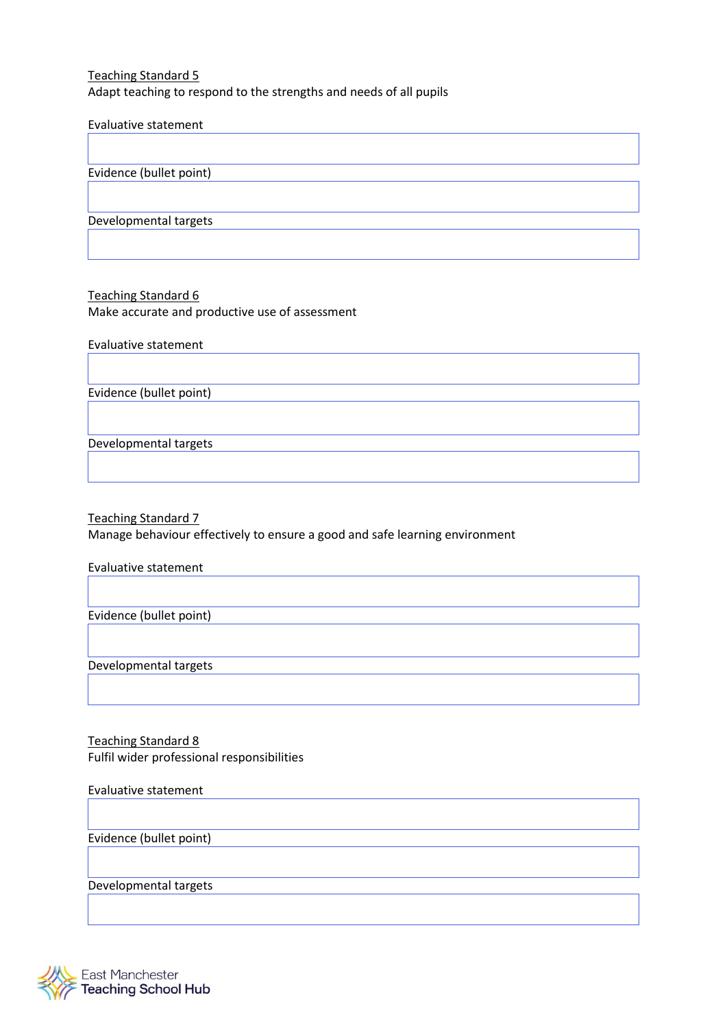Teaching Standard 5

Adapt teaching to respond to the strengths and needs of all pupils

Evaluative statement

Evidence (bullet point)

Developmental targets

Teaching Standard 6

Make accurate and productive use of assessment

Evaluative statement

Evidence (bullet point)

Developmental targets

Teaching Standard 7

Manage behaviour effectively to ensure a good and safe learning environment

Evaluative statement

Evidence (bullet point)

Developmental targets

Teaching Standard 8

Fulfil wider professional responsibilities

Evaluative statement

Evidence (bullet point)

Developmental targets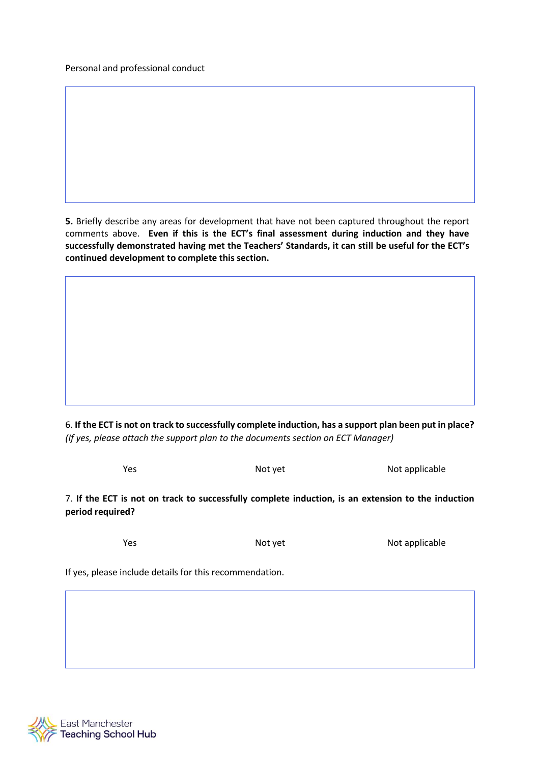Personal and professional conduct

**5.** Briefly describe any areas for development that have not been captured throughout the report comments above. **Even if this is the ECT's final assessment during induction and they have successfully demonstrated having met the Teachers' Standards, it can still be useful for the ECT's continued development to complete this section.**

6. **If the ECT is not on track to successfully complete induction, has a support plan been put in place?** *(If yes, please attach the support plan to the documents section on ECT Manager)*

Yes Not yet Not applicable

7. **If the ECT is not on track to successfully complete induction, is an extension to the induction period required?**

Yes Not yet Not applicable

If yes, please include details for this recommendation.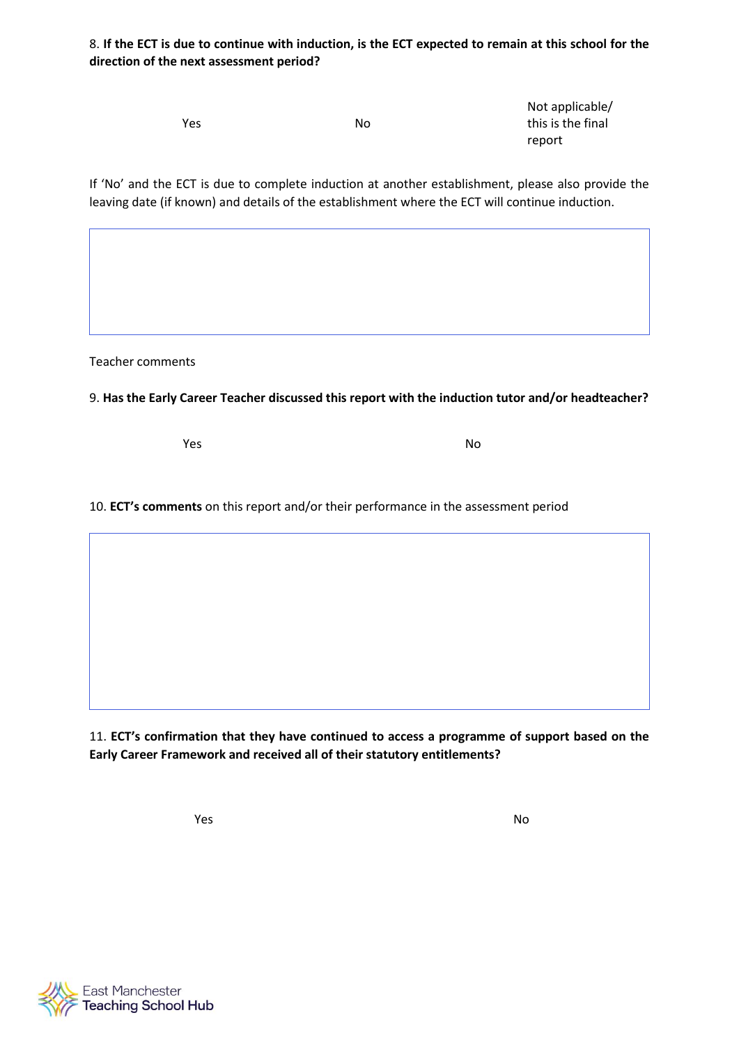8. **If the ECT is due to continue with induction, is the ECT expected to remain at this school for the direction of the next assessment period?**

Yes | No | Not applicable/ this is the final report

If 'No' and the ECT is due to complete induction at another establishment, please also provide the leaving date (if known) and details of the establishment where the ECT will continue induction.

Teacher comments

9. **Has the Early Career Teacher discussed this report with the induction tutor and/or headteacher?**

Yes | No

10. **ECT's comments** on this report and/or their performance in the assessment period

11. **ECT's confirmation that they have continued to access a programme of support based on the Early Career Framework and received all of their statutory entitlements?**

Yes | No

East Manchester Teaching School Hub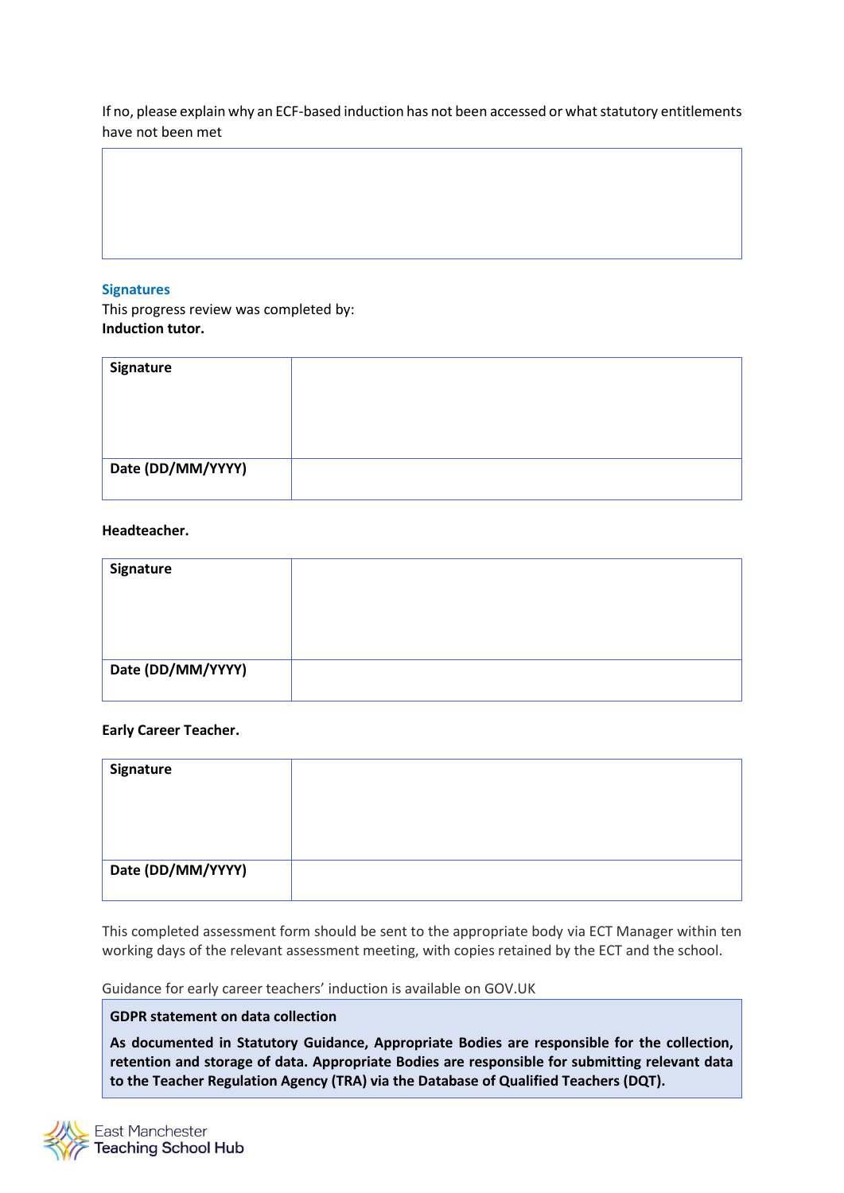If no, please explain why an ECF-based induction has not been accessed or what statutory entitlements have not been met

| |
|---|
| |

### Signatures

This progress review was completed by:
**Induction tutor.**

| **Signature** | |
|---|---|
| **Date (DD/MM/YYYY)** | |

**Headteacher.**

| **Signature** | |
|---|---|
| **Date (DD/MM/YYYY)** | |

**Early Career Teacher.**

| **Signature** | |
|---|---|
| **Date (DD/MM/YYYY)** | |

This completed assessment form should be sent to the appropriate body via ECT Manager within ten working days of the relevant assessment meeting, with copies retained by the ECT and the school.

Guidance for early career teachers' induction is available on GOV.UK

**GDPR statement on data collection**

**As documented in Statutory Guidance, Appropriate Bodies are responsible for the collection, retention and storage of data. Appropriate Bodies are responsible for submitting relevant data to the Teacher Regulation Agency (TRA) via the Database of Qualified Teachers (DQT).**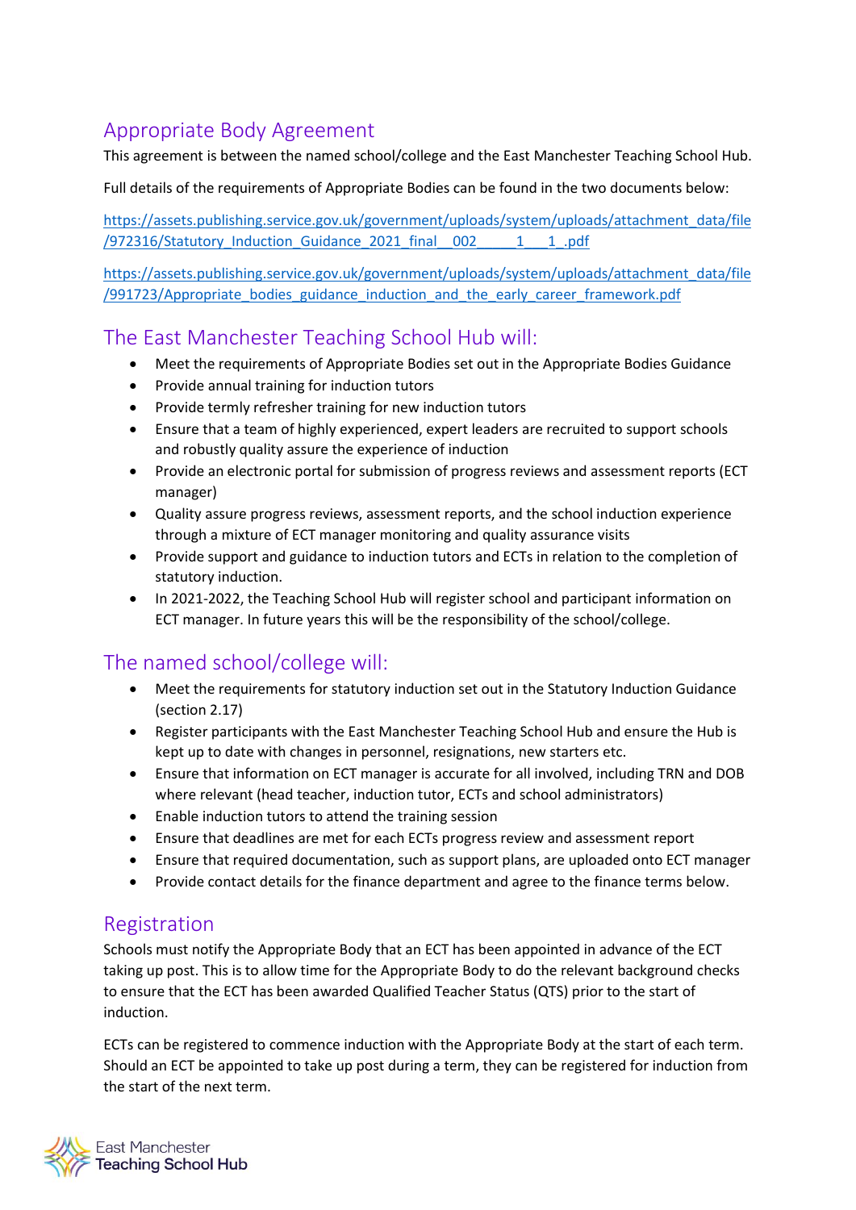## Appropriate Body Agreement

This agreement is between the named school/college and the East Manchester Teaching School Hub.

Full details of the requirements of Appropriate Bodies can be found in the two documents below:

https://assets.publishing.service.gov.uk/government/uploads/system/uploads/attachment_data/file/972316/Statutory_Induction_Guidance_2021_final__002_____1___1_.pdf

https://assets.publishing.service.gov.uk/government/uploads/system/uploads/attachment_data/file/991723/Appropriate_bodies_guidance_induction_and_the_early_career_framework.pdf

## The East Manchester Teaching School Hub will:

- Meet the requirements of Appropriate Bodies set out in the Appropriate Bodies Guidance
- Provide annual training for induction tutors
- Provide termly refresher training for new induction tutors
- Ensure that a team of highly experienced, expert leaders are recruited to support schools and robustly quality assure the experience of induction
- Provide an electronic portal for submission of progress reviews and assessment reports (ECT manager)
- Quality assure progress reviews, assessment reports, and the school induction experience through a mixture of ECT manager monitoring and quality assurance visits
- Provide support and guidance to induction tutors and ECTs in relation to the completion of statutory induction.
- In 2021-2022, the Teaching School Hub will register school and participant information on ECT manager. In future years this will be the responsibility of the school/college.

## The named school/college will:

- Meet the requirements for statutory induction set out in the Statutory Induction Guidance (section 2.17)
- Register participants with the East Manchester Teaching School Hub and ensure the Hub is kept up to date with changes in personnel, resignations, new starters etc.
- Ensure that information on ECT manager is accurate for all involved, including TRN and DOB where relevant (head teacher, induction tutor, ECTs and school administrators)
- Enable induction tutors to attend the training session
- Ensure that deadlines are met for each ECTs progress review and assessment report
- Ensure that required documentation, such as support plans, are uploaded onto ECT manager
- Provide contact details for the finance department and agree to the finance terms below.

## Registration

Schools must notify the Appropriate Body that an ECT has been appointed in advance of the ECT taking up post. This is to allow time for the Appropriate Body to do the relevant background checks to ensure that the ECT has been awarded Qualified Teacher Status (QTS) prior to the start of induction.

ECTs can be registered to commence induction with the Appropriate Body at the start of each term. Should an ECT be appointed to take up post during a term, they can be registered for induction from the start of the next term.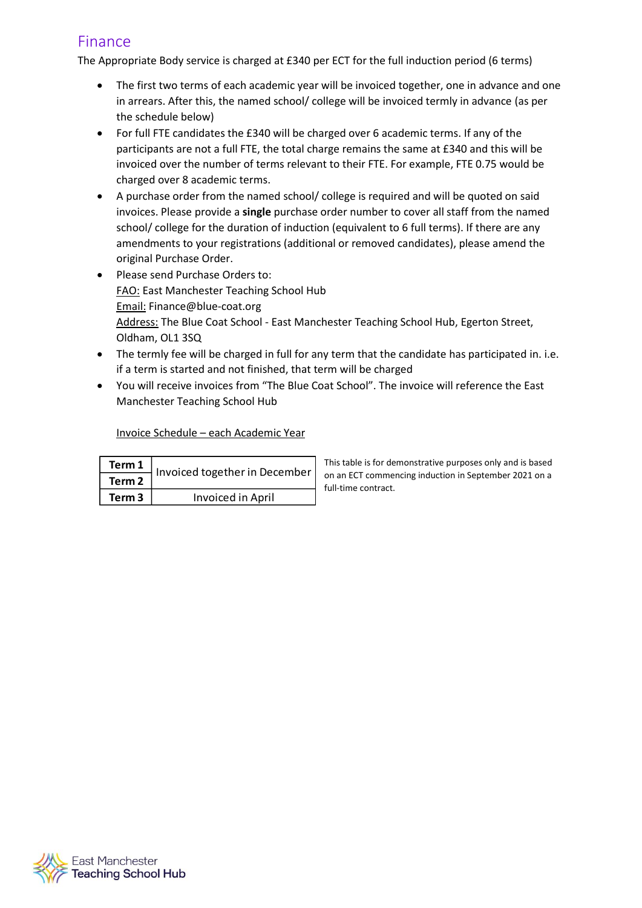## Finance

The Appropriate Body service is charged at £340 per ECT for the full induction period (6 terms)

- The first two terms of each academic year will be invoiced together, one in advance and one in arrears. After this, the named school/ college will be invoiced termly in advance (as per the schedule below)
- For full FTE candidates the £340 will be charged over 6 academic terms. If any of the participants are not a full FTE, the total charge remains the same at £340 and this will be invoiced over the number of terms relevant to their FTE. For example, FTE 0.75 would be charged over 8 academic terms.
- A purchase order from the named school/ college is required and will be quoted on said invoices. Please provide a **single** purchase order number to cover all staff from the named school/ college for the duration of induction (equivalent to 6 full terms). If there are any amendments to your registrations (additional or removed candidates), please amend the original Purchase Order.
- Please send Purchase Orders to:
  FAO: East Manchester Teaching School Hub
  Email: Finance@blue-coat.org
  Address: The Blue Coat School - East Manchester Teaching School Hub, Egerton Street, Oldham, OL1 3SQ
- The termly fee will be charged in full for any term that the candidate has participated in. i.e. if a term is started and not finished, that term will be charged
- You will receive invoices from "The Blue Coat School". The invoice will reference the East Manchester Teaching School Hub

Invoice Schedule – each Academic Year

| | |
|---|---|
| **Term 1** | Invoiced together in December |
| **Term 2** | |
| **Term 3** | Invoiced in April |

This table is for demonstrative purposes only and is based on an ECT commencing induction in September 2021 on a full-time contract.